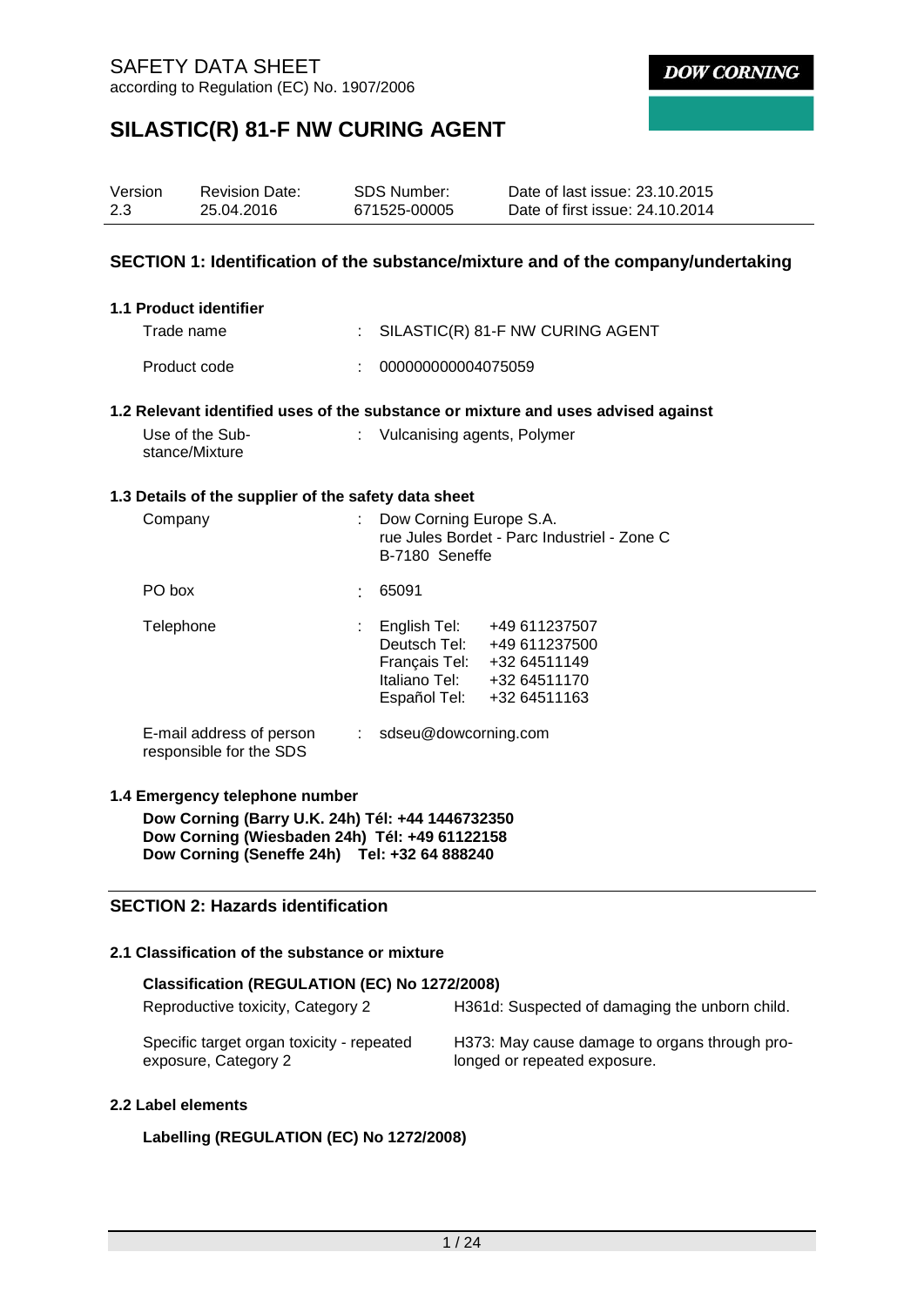SAFETY DATA SHEET
according to Regulation (EC) No. 1907/2006

**DOW CORNING**

# SILASTIC(R) 81-F NW CURING AGENT

| Version | Revision Date: | SDS Number: | Date of last issue: 23.10.2015 |
|---|---|---|---|
| 2.3 | 25.04.2016 | 671525-00005 | Date of first issue: 24.10.2014 |

## SECTION 1: Identification of the substance/mixture and of the company/undertaking

### 1.1 Product identifier

Trade name : SILASTIC(R) 81-F NW CURING AGENT

Product code : 000000000004075059

### 1.2 Relevant identified uses of the substance or mixture and uses advised against

Use of the Substance/Mixture : Vulcanising agents, Polymer

### 1.3 Details of the supplier of the safety data sheet

Company : Dow Corning Europe S.A.
rue Jules Bordet - Parc Industriel - Zone C
B-7180 Seneffe

PO box : 65091

Telephone :

| | |
|---|---|
| English Tel: | +49 611237507 |
| Deutsch Tel: | +49 611237500 |
| Français Tel: | +32 64511149 |
| Italiano Tel: | +32 64511170 |
| Español Tel: | +32 64511163 |

E-mail address of person responsible for the SDS : sdseu@dowcorning.com

### 1.4 Emergency telephone number

**Dow Corning (Barry U.K. 24h) Tél: +44 1446732350**
**Dow Corning (Wiesbaden 24h) Tél: +49 61122158**
**Dow Corning (Seneffe 24h) Tel: +32 64 888240**

## SECTION 2: Hazards identification

### 2.1 Classification of the substance or mixture

**Classification (REGULATION (EC) No 1272/2008)**

| | |
|---|---|
| Reproductive toxicity, Category 2 | H361d: Suspected of damaging the unborn child. |
| Specific target organ toxicity - repeated exposure, Category 2 | H373: May cause damage to organs through prolonged or repeated exposure. |

### 2.2 Label elements

**Labelling (REGULATION (EC) No 1272/2008)**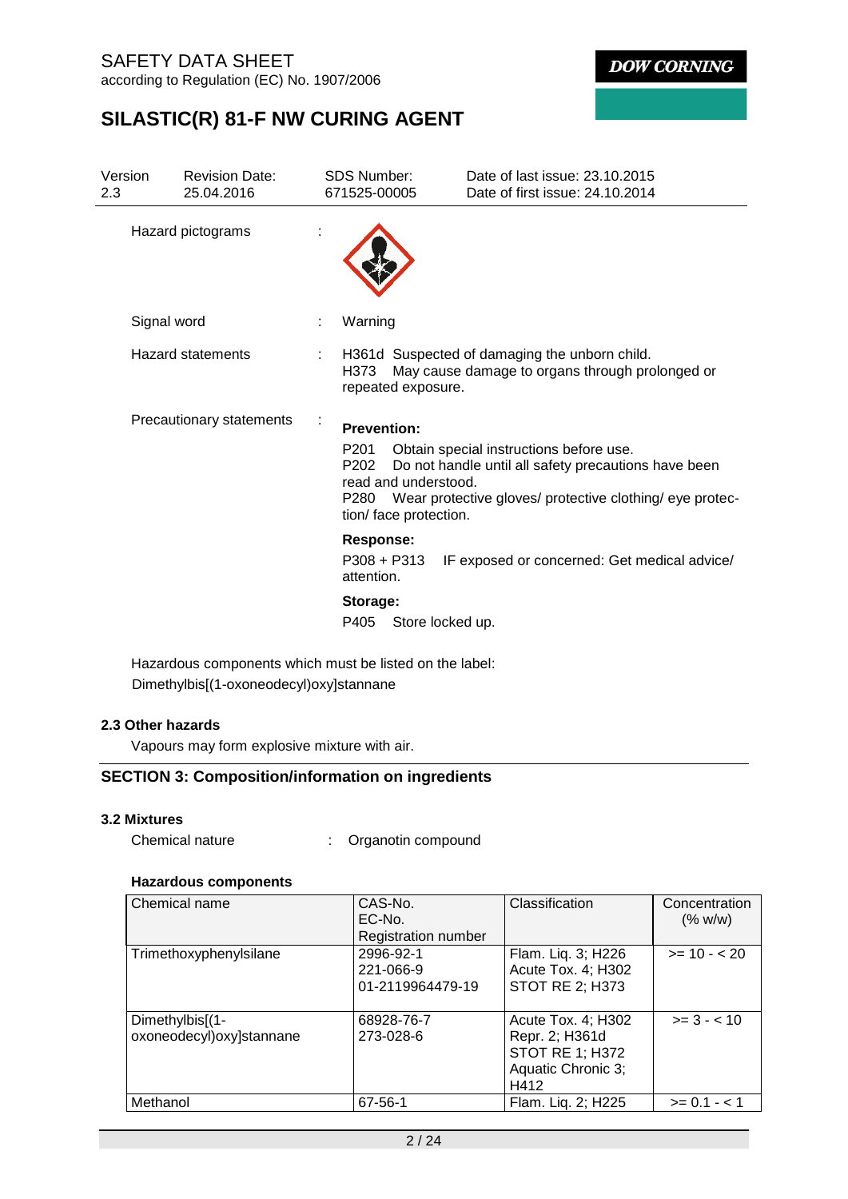| Version 2.3 | Revision Date: 25.04.2016 | SDS Number: 671525-00005 | Date of last issue: 23.10.2015<br>Date of first issue: 24.10.2014 |
|---|---|---|---|

Hazard pictograms :

Signal word : Warning

Hazard statements :
H361d Suspected of damaging the unborn child.
H373 May cause damage to organs through prolonged or repeated exposure.

Precautionary statements :

**Prevention:**

P201 Obtain special instructions before use.
P202 Do not handle until all safety precautions have been read and understood.
P280 Wear protective gloves/ protective clothing/ eye protection/ face protection.

**Response:**

P308 + P313 IF exposed or concerned: Get medical advice/ attention.

**Storage:**

P405 Store locked up.

Hazardous components which must be listed on the label:
Dimethylbis[(1-oxoneodecyl)oxy]stannane

### 2.3 Other hazards

Vapours may form explosive mixture with air.

## SECTION 3: Composition/information on ingredients

### 3.2 Mixtures

Chemical nature : Organotin compound

**Hazardous components**

| Chemical name | CAS-No.<br>EC-No.<br>Registration number | Classification | Concentration (% w/w) |
|---|---|---|---|
| Trimethoxyphenylsilane | 2996-92-1<br>221-066-9<br>01-2119964479-19 | Flam. Liq. 3; H226<br>Acute Tox. 4; H302<br>STOT RE 2; H373 | >= 10 - < 20 |
| Dimethylbis[(1-oxoneodecyl)oxy]stannane | 68928-76-7<br>273-028-6 | Acute Tox. 4; H302<br>Repr. 2; H361d<br>STOT RE 1; H372<br>Aquatic Chronic 3; H412 | >= 3 - < 10 |
| Methanol | 67-56-1 | Flam. Liq. 2; H225 | >= 0.1 - < 1 |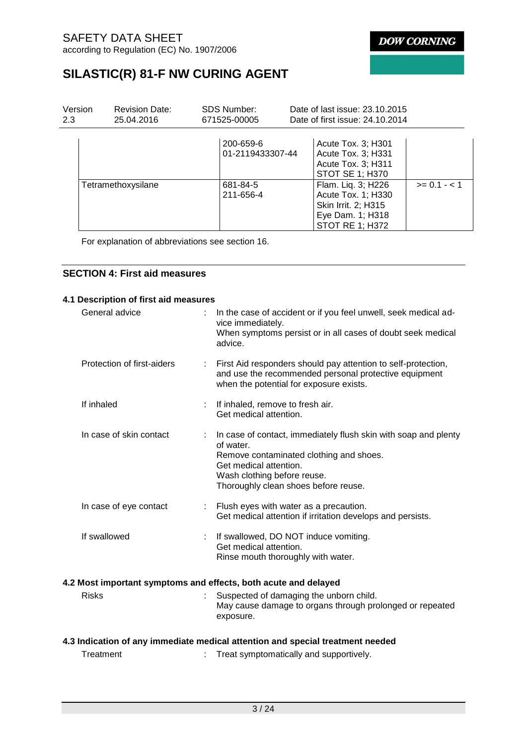| | | | |
|---|---|---|---|
| | 200-659-6<br>01-2119433307-44 | Acute Tox. 3; H301<br>Acute Tox. 3; H331<br>Acute Tox. 3; H311<br>STOT SE 1; H370 | |
| Tetramethoxysilane | 681-84-5<br>211-656-4 | Flam. Liq. 3; H226<br>Acute Tox. 1; H330<br>Skin Irrit. 2; H315<br>Eye Dam. 1; H318<br>STOT RE 1; H372 | >= 0.1 - < 1 |

For explanation of abbreviations see section 16.

## SECTION 4: First aid measures

### 4.1 Description of first aid measures

General advice : In the case of accident or if you feel unwell, seek medical advice immediately.
When symptoms persist or in all cases of doubt seek medical advice.

Protection of first-aiders : First Aid responders should pay attention to self-protection, and use the recommended personal protective equipment when the potential for exposure exists.

If inhaled : If inhaled, remove to fresh air.
Get medical attention.

In case of skin contact : In case of contact, immediately flush skin with soap and plenty of water.
Remove contaminated clothing and shoes.
Get medical attention.
Wash clothing before reuse.
Thoroughly clean shoes before reuse.

In case of eye contact : Flush eyes with water as a precaution.
Get medical attention if irritation develops and persists.

If swallowed : If swallowed, DO NOT induce vomiting.
Get medical attention.
Rinse mouth thoroughly with water.

### 4.2 Most important symptoms and effects, both acute and delayed

Risks : Suspected of damaging the unborn child.
May cause damage to organs through prolonged or repeated exposure.

### 4.3 Indication of any immediate medical attention and special treatment needed

Treatment : Treat symptomatically and supportively.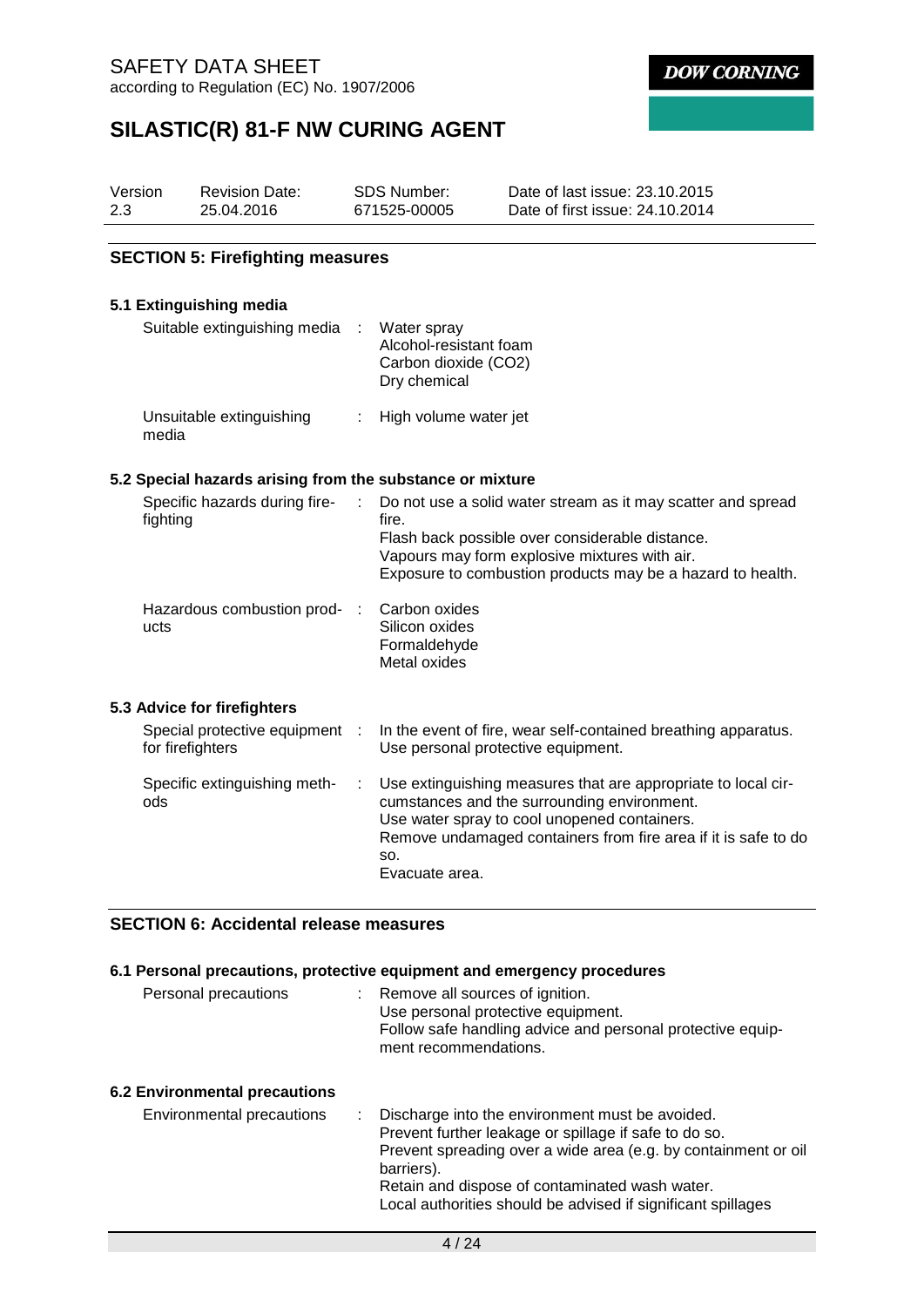## SECTION 5: Firefighting measures

### 5.1 Extinguishing media

| | | |
|---|---|---|
| Suitable extinguishing media | : | Water spray<br>Alcohol-resistant foam<br>Carbon dioxide ($CO_2$)<br>Dry chemical |
| Unsuitable extinguishing media | : | High volume water jet |

### 5.2 Special hazards arising from the substance or mixture

| | | |
|---|---|---|
| Specific hazards during fire-fighting | : | Do not use a solid water stream as it may scatter and spread fire.<br>Flash back possible over considerable distance.<br>Vapours may form explosive mixtures with air.<br>Exposure to combustion products may be a hazard to health. |
| Hazardous combustion products | : | Carbon oxides<br>Silicon oxides<br>Formaldehyde<br>Metal oxides |

### 5.3 Advice for firefighters

| | | |
|---|---|---|
| Special protective equipment for firefighters | : | In the event of fire, wear self-contained breathing apparatus.<br>Use personal protective equipment. |
| Specific extinguishing methods | : | Use extinguishing measures that are appropriate to local circumstances and the surrounding environment.<br>Use water spray to cool unopened containers.<br>Remove undamaged containers from fire area if it is safe to do so.<br>Evacuate area. |

## SECTION 6: Accidental release measures

### 6.1 Personal precautions, protective equipment and emergency procedures

| | | |
|---|---|---|
| Personal precautions | : | Remove all sources of ignition.<br>Use personal protective equipment.<br>Follow safe handling advice and personal protective equipment recommendations. |

### 6.2 Environmental precautions

| | | |
|---|---|---|
| Environmental precautions | : | Discharge into the environment must be avoided.<br>Prevent further leakage or spillage if safe to do so.<br>Prevent spreading over a wide area (e.g. by containment or oil barriers).<br>Retain and dispose of contaminated wash water.<br>Local authorities should be advised if significant spillages |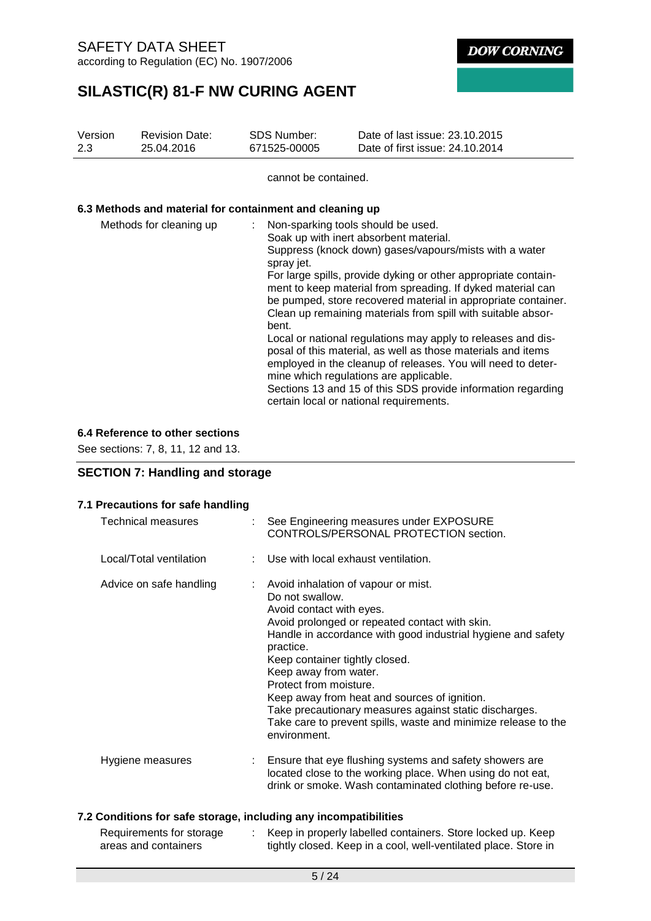cannot be contained.

### 6.3 Methods and material for containment and cleaning up

| | |
|---|---|
| Methods for cleaning up | : Non-sparking tools should be used. Soak up with inert absorbent material. Suppress (knock down) gases/vapours/mists with a water spray jet. For large spills, provide dyking or other appropriate containment to keep material from spreading. If dyked material can be pumped, store recovered material in appropriate container. Clean up remaining materials from spill with suitable absorbent. Local or national regulations may apply to releases and disposal of this material, as well as those materials and items employed in the cleanup of releases. You will need to determine which regulations are applicable. Sections 13 and 15 of this SDS provide information regarding certain local or national requirements. |

### 6.4 Reference to other sections

See sections: 7, 8, 11, 12 and 13.

## SECTION 7: Handling and storage

### 7.1 Precautions for safe handling

| | |
|---|---|
| Technical measures | : See Engineering measures under EXPOSURE CONTROLS/PERSONAL PROTECTION section. |
| Local/Total ventilation | : Use with local exhaust ventilation. |
| Advice on safe handling | : Avoid inhalation of vapour or mist. Do not swallow. Avoid contact with eyes. Avoid prolonged or repeated contact with skin. Handle in accordance with good industrial hygiene and safety practice. Keep container tightly closed. Keep away from water. Protect from moisture. Keep away from heat and sources of ignition. Take precautionary measures against static discharges. Take care to prevent spills, waste and minimize release to the environment. |
| Hygiene measures | : Ensure that eye flushing systems and safety showers are located close to the working place. When using do not eat, drink or smoke. Wash contaminated clothing before re-use. |

### 7.2 Conditions for safe storage, including any incompatibilities

| | |
|---|---|
| Requirements for storage areas and containers | : Keep in properly labelled containers. Store locked up. Keep tightly closed. Keep in a cool, well-ventilated place. Store in |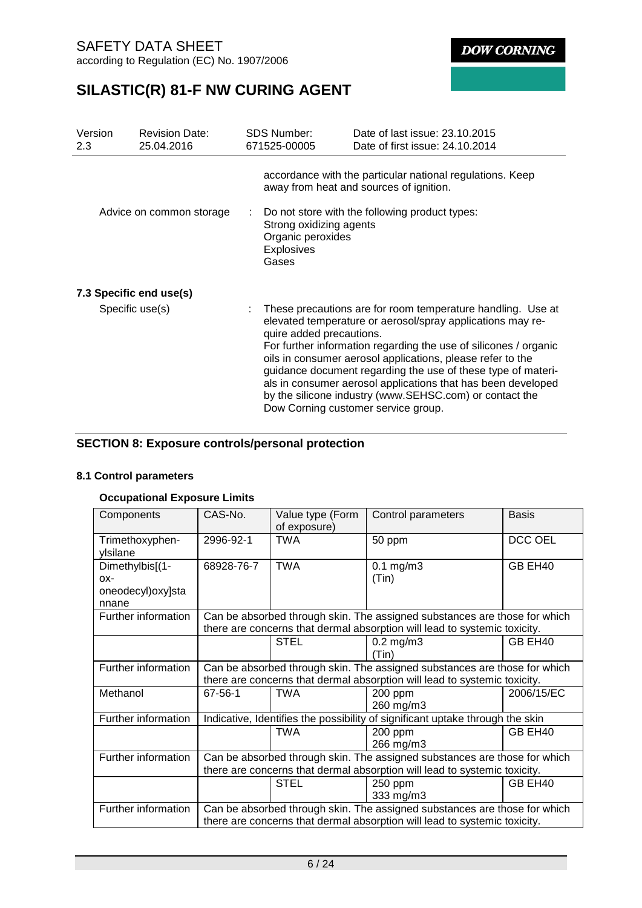accordance with the particular national regulations. Keep away from heat and sources of ignition.

Advice on common storage : Do not store with the following product types:
Strong oxidizing agents
Organic peroxides
Explosives
Gases

### 7.3 Specific end use(s)

Specific use(s) : These precautions are for room temperature handling. Use at elevated temperature or aerosol/spray applications may require added precautions.
For further information regarding the use of silicones / organic oils in consumer aerosol applications, please refer to the guidance document regarding the use of these type of materials in consumer aerosol applications that has been developed by the silicone industry (www.SEHSC.com) or contact the Dow Corning customer service group.

## SECTION 8: Exposure controls/personal protection

### 8.1 Control parameters

#### Occupational Exposure Limits

| Components | CAS-No. | Value type (Form of exposure) | Control parameters | Basis |
|---|---|---|---|---|
| Trimethoxyphenylsilane | 2996-92-1 | TWA | 50 ppm | DCC OEL |
| Dimethylbis[(1-oxoneodecyl)oxy]stannane | 68928-76-7 | TWA | 0.1 mg/m3 (Tin) | GB EH40 |
| Further information | Can be absorbed through skin. The assigned substances are those for which there are concerns that dermal absorption will lead to systemic toxicity. | | | |
| | | STEL | 0.2 mg/m3 (Tin) | GB EH40 |
| Further information | Can be absorbed through skin. The assigned substances are those for which there are concerns that dermal absorption will lead to systemic toxicity. | | | |
| Methanol | 67-56-1 | TWA | 200 ppm 260 mg/m3 | 2006/15/EC |
| Further information | Indicative, Identifies the possibility of significant uptake through the skin | | | |
| | | TWA | 200 ppm 266 mg/m3 | GB EH40 |
| Further information | Can be absorbed through skin. The assigned substances are those for which there are concerns that dermal absorption will lead to systemic toxicity. | | | |
| | | STEL | 250 ppm 333 mg/m3 | GB EH40 |
| Further information | Can be absorbed through skin. The assigned substances are those for which there are concerns that dermal absorption will lead to systemic toxicity. | | | |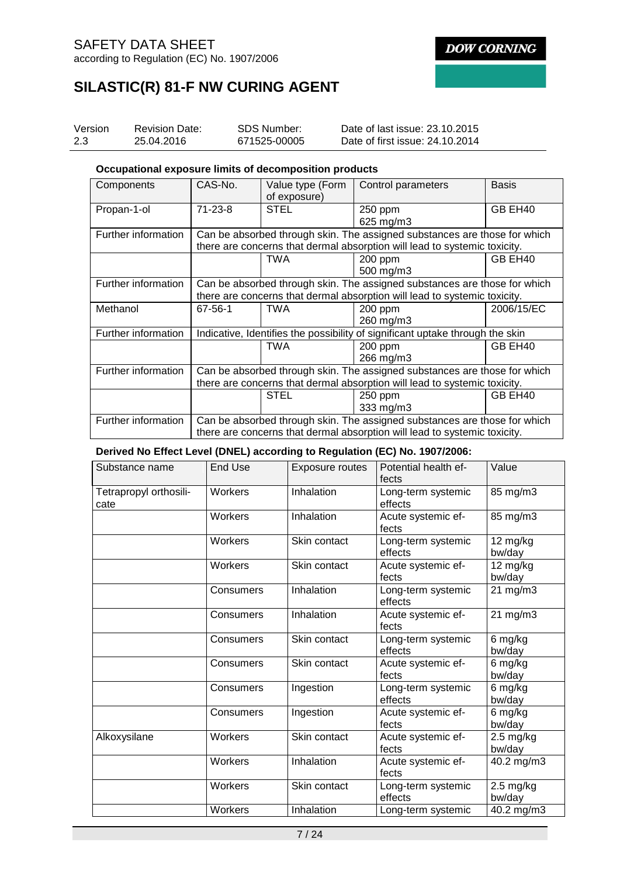#### Occupational exposure limits of decomposition products

| Components | CAS-No. | Value type (Form of exposure) | Control parameters | Basis |
|---|---|---|---|---|
| Propan-1-ol | 71-23-8 | STEL | 250 ppm<br>625 mg/m3 | GB EH40 |
| Further information | Can be absorbed through skin. The assigned substances are those for which there are concerns that dermal absorption will lead to systemic toxicity. | | | |
| | | TWA | 200 ppm<br>500 mg/m3 | GB EH40 |
| Further information | Can be absorbed through skin. The assigned substances are those for which there are concerns that dermal absorption will lead to systemic toxicity. | | | |
| Methanol | 67-56-1 | TWA | 200 ppm<br>260 mg/m3 | 2006/15/EC |
| Further information | Indicative, Identifies the possibility of significant uptake through the skin | | | |
| | | TWA | 200 ppm<br>266 mg/m3 | GB EH40 |
| Further information | Can be absorbed through skin. The assigned substances are those for which there are concerns that dermal absorption will lead to systemic toxicity. | | | |
| | | STEL | 250 ppm<br>333 mg/m3 | GB EH40 |
| Further information | Can be absorbed through skin. The assigned substances are those for which there are concerns that dermal absorption will lead to systemic toxicity. | | | |

#### Derived No Effect Level (DNEL) according to Regulation (EC) No. 1907/2006:

| Substance name | End Use | Exposure routes | Potential health effects | Value |
|---|---|---|---|---|
| Tetrapropyl orthosilicate | Workers | Inhalation | Long-term systemic effects | 85 mg/m3 |
| | Workers | Inhalation | Acute systemic effects | 85 mg/m3 |
| | Workers | Skin contact | Long-term systemic effects | 12 mg/kg bw/day |
| | Workers | Skin contact | Acute systemic effects | 12 mg/kg bw/day |
| | Consumers | Inhalation | Long-term systemic effects | 21 mg/m3 |
| | Consumers | Inhalation | Acute systemic effects | 21 mg/m3 |
| | Consumers | Skin contact | Long-term systemic effects | 6 mg/kg bw/day |
| | Consumers | Skin contact | Acute systemic effects | 6 mg/kg bw/day |
| | Consumers | Ingestion | Long-term systemic effects | 6 mg/kg bw/day |
| | Consumers | Ingestion | Acute systemic effects | 6 mg/kg bw/day |
| Alkoxysilane | Workers | Skin contact | Acute systemic effects | 2.5 mg/kg bw/day |
| | Workers | Inhalation | Acute systemic effects | 40.2 mg/m3 |
| | Workers | Skin contact | Long-term systemic effects | 2.5 mg/kg bw/day |
| | Workers | Inhalation | Long-term systemic | 40.2 mg/m3 |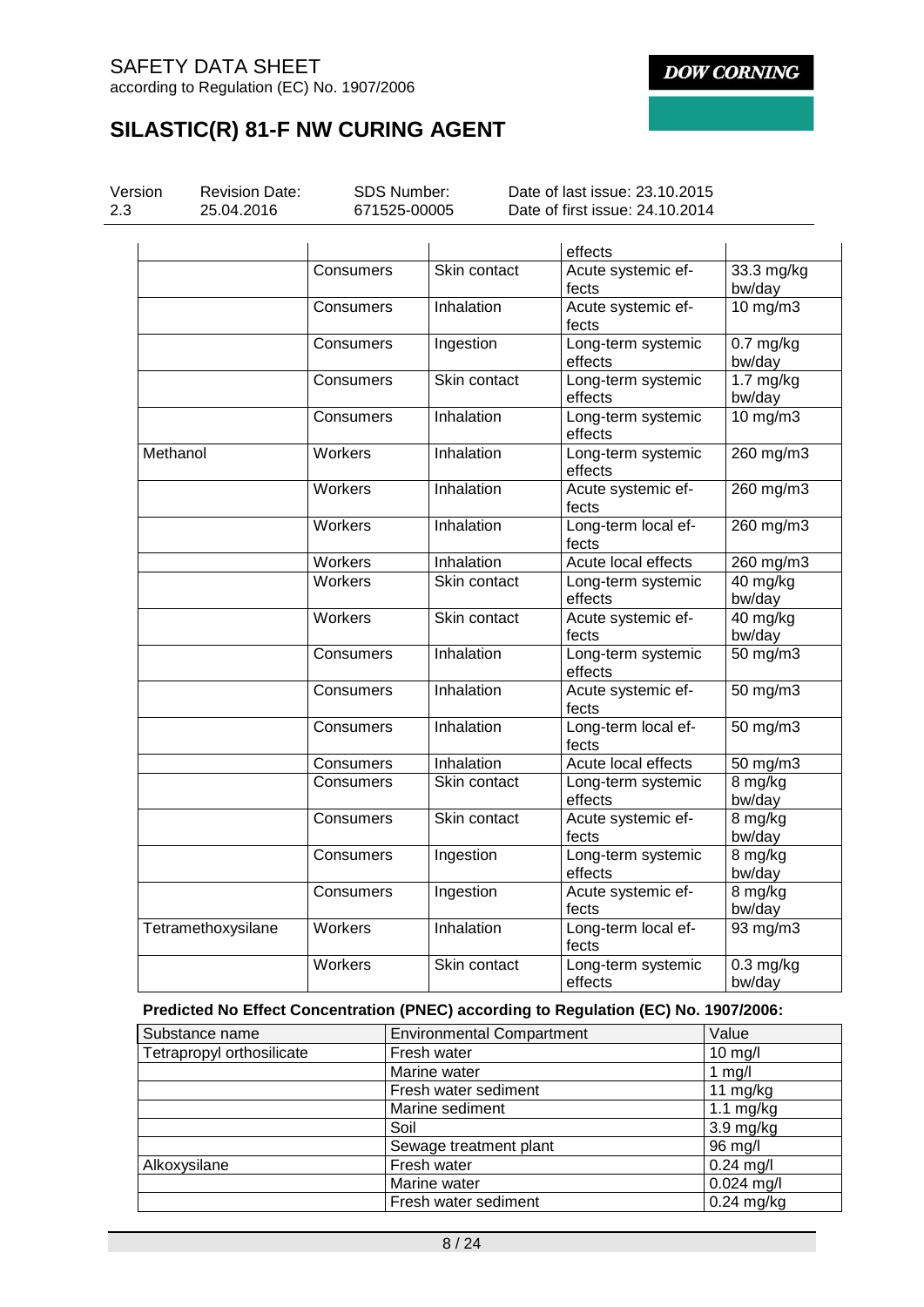| | | | | |
|---|---|---|---|---|
| | | | effects | |
| | Consumers | Skin contact | Acute systemic effects | 33.3 mg/kg bw/day |
| | Consumers | Inhalation | Acute systemic effects | 10 mg/m3 |
| | Consumers | Ingestion | Long-term systemic effects | 0.7 mg/kg bw/day |
| | Consumers | Skin contact | Long-term systemic effects | 1.7 mg/kg bw/day |
| | Consumers | Inhalation | Long-term systemic effects | 10 mg/m3 |
| Methanol | Workers | Inhalation | Long-term systemic effects | 260 mg/m3 |
| | Workers | Inhalation | Acute systemic effects | 260 mg/m3 |
| | Workers | Inhalation | Long-term local effects | 260 mg/m3 |
| | Workers | Inhalation | Acute local effects | 260 mg/m3 |
| | Workers | Skin contact | Long-term systemic effects | 40 mg/kg bw/day |
| | Workers | Skin contact | Acute systemic effects | 40 mg/kg bw/day |
| | Consumers | Inhalation | Long-term systemic effects | 50 mg/m3 |
| | Consumers | Inhalation | Acute systemic effects | 50 mg/m3 |
| | Consumers | Inhalation | Long-term local effects | 50 mg/m3 |
| | Consumers | Inhalation | Acute local effects | 50 mg/m3 |
| | Consumers | Skin contact | Long-term systemic effects | 8 mg/kg bw/day |
| | Consumers | Skin contact | Acute systemic effects | 8 mg/kg bw/day |
| | Consumers | Ingestion | Long-term systemic effects | 8 mg/kg bw/day |
| | Consumers | Ingestion | Acute systemic effects | 8 mg/kg bw/day |
| Tetramethoxysilane | Workers | Inhalation | Long-term local effects | 93 mg/m3 |
| | Workers | Skin contact | Long-term systemic effects | 0.3 mg/kg bw/day |

**Predicted No Effect Concentration (PNEC) according to Regulation (EC) No. 1907/2006:**

| Substance name | Environmental Compartment | Value |
|---|---|---|
| Tetrapropyl orthosilicate | Fresh water | 10 mg/l |
| | Marine water | 1 mg/l |
| | Fresh water sediment | 11 mg/kg |
| | Marine sediment | 1.1 mg/kg |
| | Soil | 3.9 mg/kg |
| | Sewage treatment plant | 96 mg/l |
| Alkoxysilane | Fresh water | 0.24 mg/l |
| | Marine water | 0.024 mg/l |
| | Fresh water sediment | 0.24 mg/kg |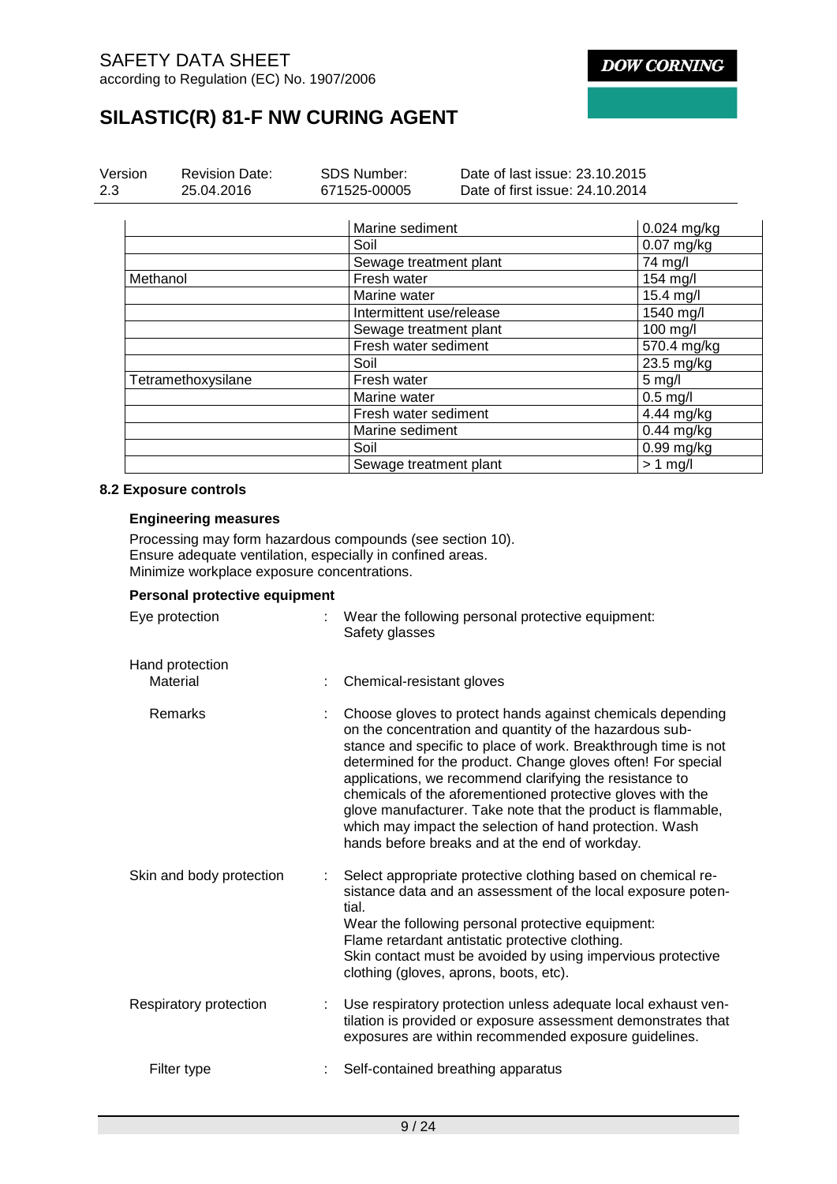| | | |
|---|---|---|
| | Marine sediment | 0.024 mg/kg |
| | Soil | 0.07 mg/kg |
| | Sewage treatment plant | 74 mg/l |
| Methanol | Fresh water | 154 mg/l |
| | Marine water | 15.4 mg/l |
| | Intermittent use/release | 1540 mg/l |
| | Sewage treatment plant | 100 mg/l |
| | Fresh water sediment | 570.4 mg/kg |
| | Soil | 23.5 mg/kg |
| Tetramethoxysilane | Fresh water | 5 mg/l |
| | Marine water | 0.5 mg/l |
| | Fresh water sediment | 4.44 mg/kg |
| | Marine sediment | 0.44 mg/kg |
| | Soil | 0.99 mg/kg |
| | Sewage treatment plant | > 1 mg/l |

### 8.2 Exposure controls

#### Engineering measures

Processing may form hazardous compounds (see section 10).
Ensure adequate ventilation, especially in confined areas.
Minimize workplace exposure concentrations.

#### Personal protective equipment

Eye protection : Wear the following personal protective equipment:
Safety glasses

Hand protection

Material : Chemical-resistant gloves

Remarks : Choose gloves to protect hands against chemicals depending on the concentration and quantity of the hazardous substance and specific to place of work. Breakthrough time is not determined for the product. Change gloves often! For special applications, we recommend clarifying the resistance to chemicals of the aforementioned protective gloves with the glove manufacturer. Take note that the product is flammable, which may impact the selection of hand protection. Wash hands before breaks and at the end of workday.

Skin and body protection : Select appropriate protective clothing based on chemical resistance data and an assessment of the local exposure potential.
Wear the following personal protective equipment:
Flame retardant antistatic protective clothing.
Skin contact must be avoided by using impervious protective clothing (gloves, aprons, boots, etc).

Respiratory protection : Use respiratory protection unless adequate local exhaust ventilation is provided or exposure assessment demonstrates that exposures are within recommended exposure guidelines.

Filter type : Self-contained breathing apparatus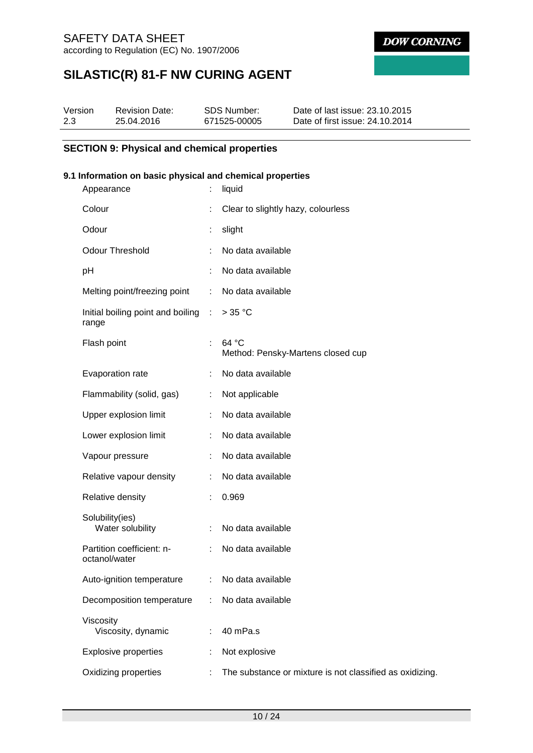## SECTION 9: Physical and chemical properties

### 9.1 Information on basic physical and chemical properties

| | | |
|---|---|---|
| Appearance | : | liquid |
| Colour | : | Clear to slightly hazy, colourless |
| Odour | : | slight |
| Odour Threshold | : | No data available |
| pH | : | No data available |
| Melting point/freezing point | : | No data available |
| Initial boiling point and boiling range | : | > 35 °C |
| Flash point | : | 64 °C<br>Method: Pensky-Martens closed cup |
| Evaporation rate | : | No data available |
| Flammability (solid, gas) | : | Not applicable |
| Upper explosion limit | : | No data available |
| Lower explosion limit | : | No data available |
| Vapour pressure | : | No data available |
| Relative vapour density | : | No data available |
| Relative density | : | 0.969 |
| Solubility(ies)<br>Water solubility | : | No data available |
| Partition coefficient: n-octanol/water | : | No data available |
| Auto-ignition temperature | : | No data available |
| Decomposition temperature | : | No data available |
| Viscosity<br>Viscosity, dynamic | : | 40 mPa.s |
| Explosive properties | : | Not explosive |
| Oxidizing properties | : | The substance or mixture is not classified as oxidizing. |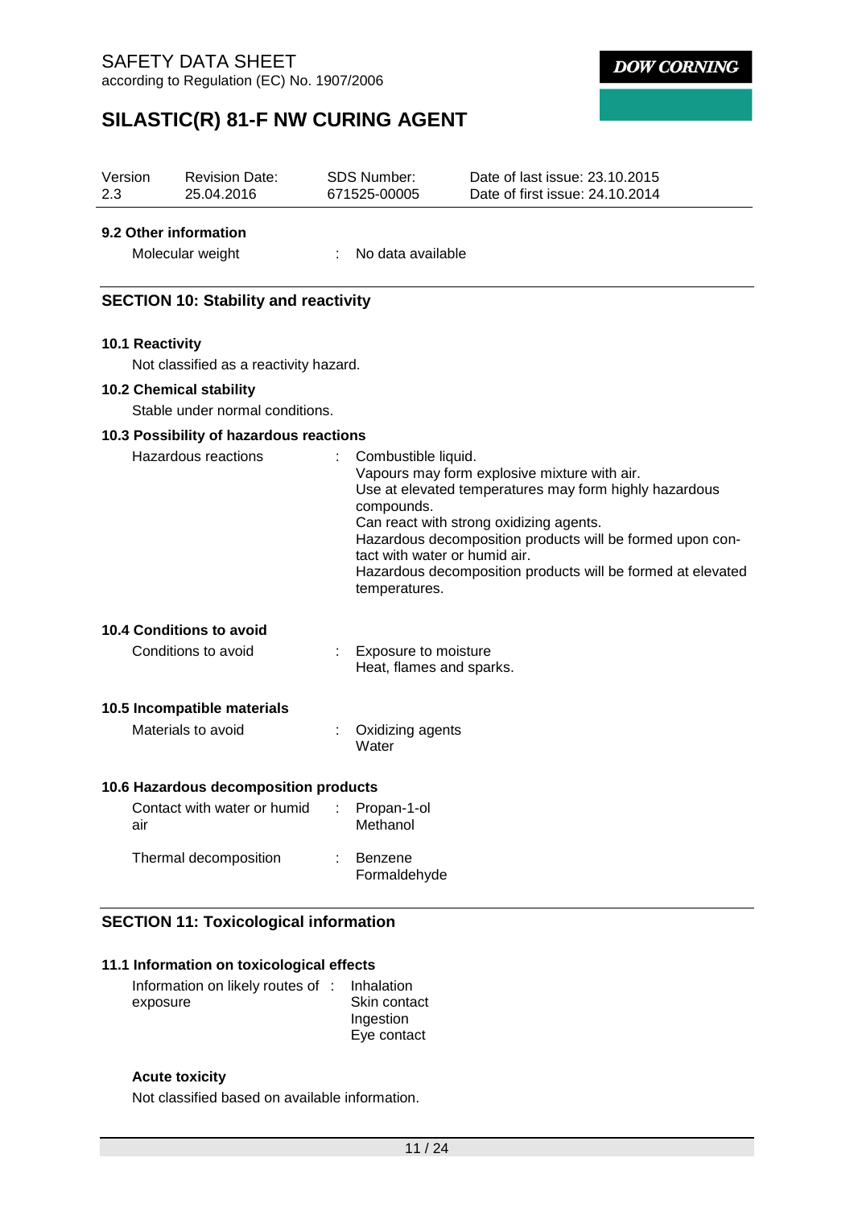### 9.2 Other information

Molecular weight : No data available

## SECTION 10: Stability and reactivity

### 10.1 Reactivity

Not classified as a reactivity hazard.

### 10.2 Chemical stability

Stable under normal conditions.

### 10.3 Possibility of hazardous reactions

Hazardous reactions : Combustible liquid.
Vapours may form explosive mixture with air.
Use at elevated temperatures may form highly hazardous compounds.
Can react with strong oxidizing agents.
Hazardous decomposition products will be formed upon contact with water or humid air.
Hazardous decomposition products will be formed at elevated temperatures.

### 10.4 Conditions to avoid

Conditions to avoid : Exposure to moisture
Heat, flames and sparks.

### 10.5 Incompatible materials

Materials to avoid : Oxidizing agents
Water

### 10.6 Hazardous decomposition products

Contact with water or humid air : Propan-1-ol
Methanol

Thermal decomposition : Benzene
Formaldehyde

## SECTION 11: Toxicological information

### 11.1 Information on toxicological effects

Information on likely routes of exposure : Inhalation
Skin contact
Ingestion
Eye contact

**Acute toxicity**

Not classified based on available information.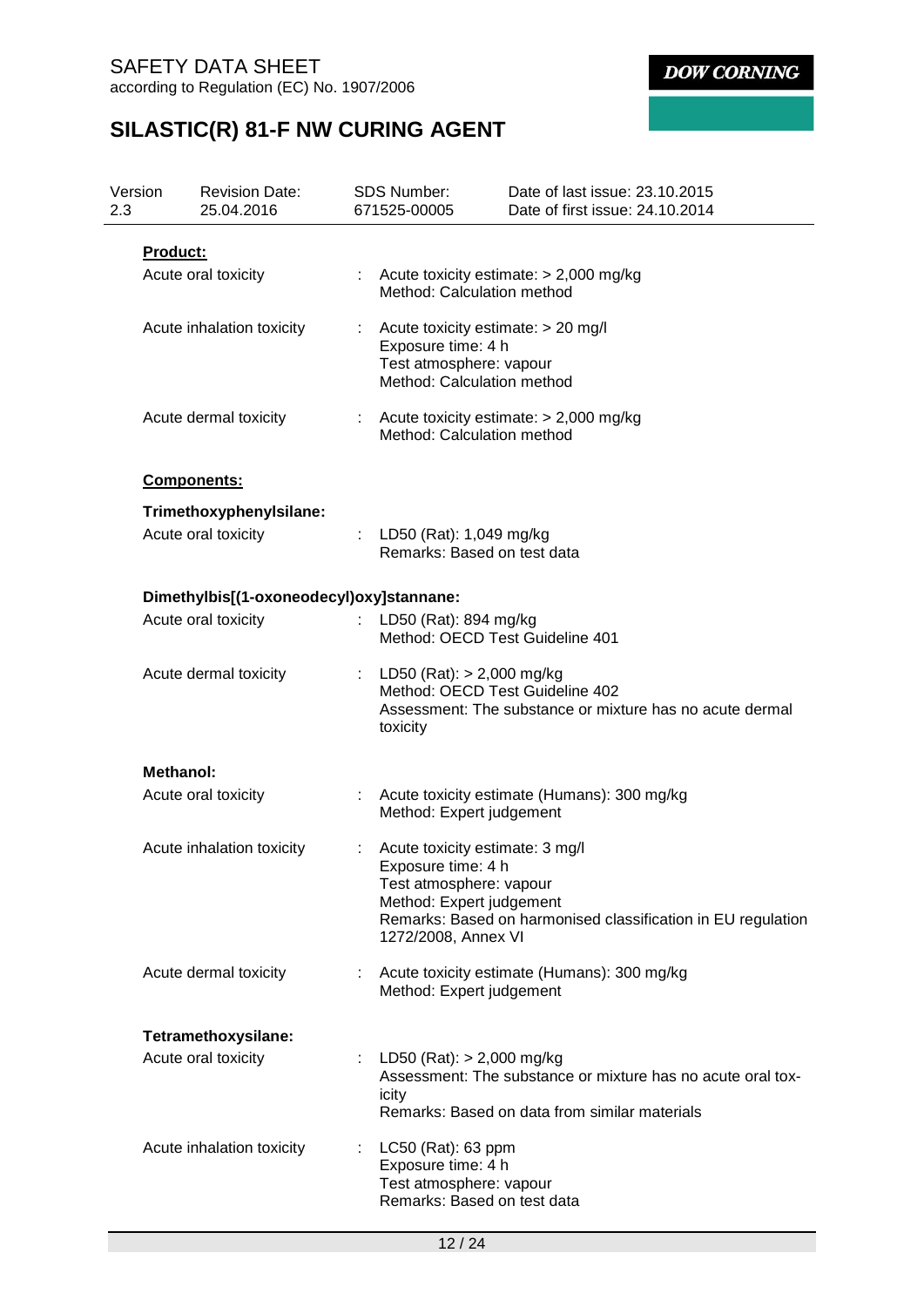**Product:**

Acute oral toxicity : Acute toxicity estimate: > 2,000 mg/kg
Method: Calculation method

Acute inhalation toxicity : Acute toxicity estimate: > 20 mg/l
Exposure time: 4 h
Test atmosphere: vapour
Method: Calculation method

Acute dermal toxicity : Acute toxicity estimate: > 2,000 mg/kg
Method: Calculation method

**Components:**

**Trimethoxyphenylsilane:**

Acute oral toxicity : LD50 (Rat): 1,049 mg/kg
Remarks: Based on test data

**Dimethylbis[(1-oxoneodecyl)oxy]stannane:**

Acute oral toxicity : LD50 (Rat): 894 mg/kg
Method: OECD Test Guideline 401

Acute dermal toxicity : LD50 (Rat): > 2,000 mg/kg
Method: OECD Test Guideline 402
Assessment: The substance or mixture has no acute dermal toxicity

**Methanol:**

Acute oral toxicity : Acute toxicity estimate (Humans): 300 mg/kg
Method: Expert judgement

Acute inhalation toxicity : Acute toxicity estimate: 3 mg/l
Exposure time: 4 h
Test atmosphere: vapour
Method: Expert judgement
Remarks: Based on harmonised classification in EU regulation 1272/2008, Annex VI

Acute dermal toxicity : Acute toxicity estimate (Humans): 300 mg/kg
Method: Expert judgement

**Tetramethoxysilane:**

Acute oral toxicity : LD50 (Rat): > 2,000 mg/kg
Assessment: The substance or mixture has no acute oral toxicity
Remarks: Based on data from similar materials

Acute inhalation toxicity : LC50 (Rat): 63 ppm
Exposure time: 4 h
Test atmosphere: vapour
Remarks: Based on test data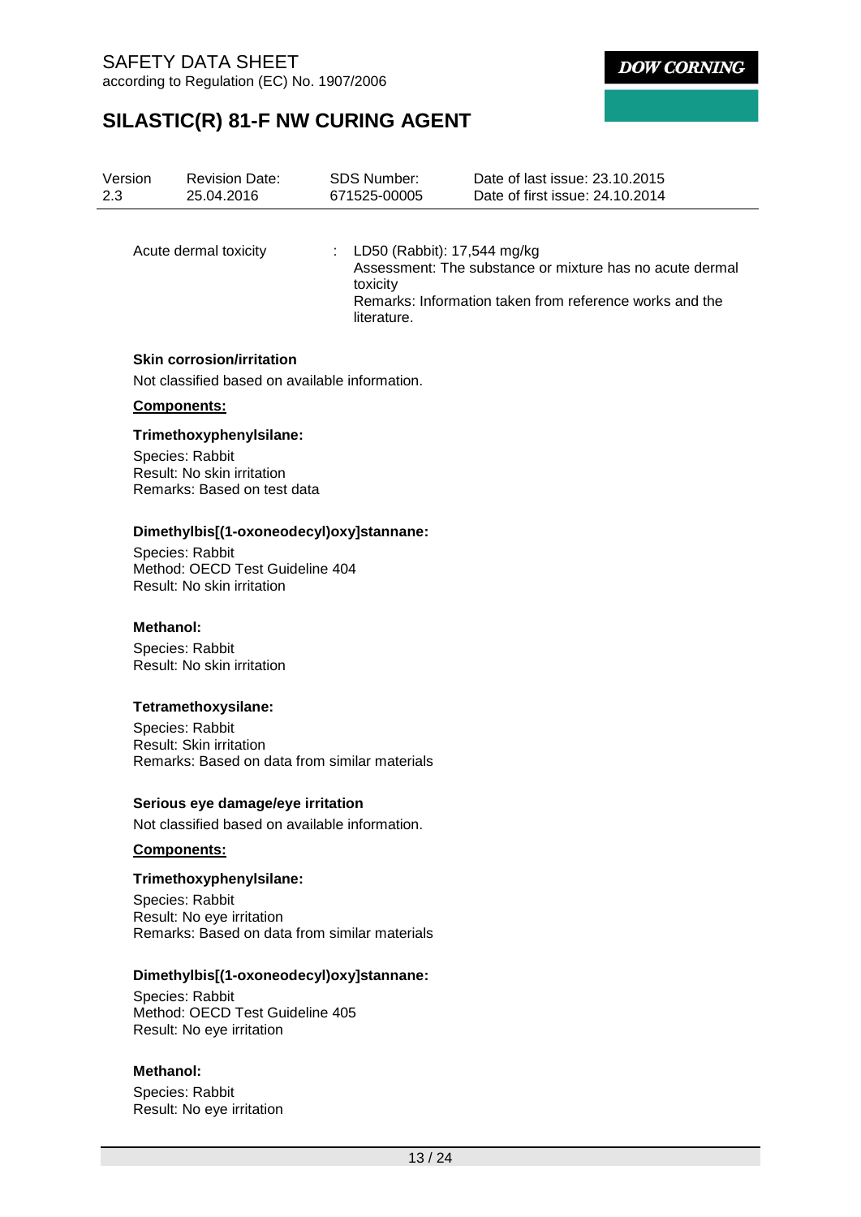Acute dermal toxicity : LD50 (Rabbit): 17,544 mg/kg
Assessment: The substance or mixture has no acute dermal toxicity
Remarks: Information taken from reference works and the literature.

**Skin corrosion/irritation**

Not classified based on available information.

**Components:**

**Trimethoxyphenylsilane:**

Species: Rabbit
Result: No skin irritation
Remarks: Based on test data

**Dimethylbis[(1-oxoneodecyl)oxy]stannane:**

Species: Rabbit
Method: OECD Test Guideline 404
Result: No skin irritation

**Methanol:**

Species: Rabbit
Result: No skin irritation

**Tetramethoxysilane:**

Species: Rabbit
Result: Skin irritation
Remarks: Based on data from similar materials

**Serious eye damage/eye irritation**

Not classified based on available information.

**Components:**

**Trimethoxyphenylsilane:**

Species: Rabbit
Result: No eye irritation
Remarks: Based on data from similar materials

**Dimethylbis[(1-oxoneodecyl)oxy]stannane:**

Species: Rabbit
Method: OECD Test Guideline 405
Result: No eye irritation

**Methanol:**

Species: Rabbit
Result: No eye irritation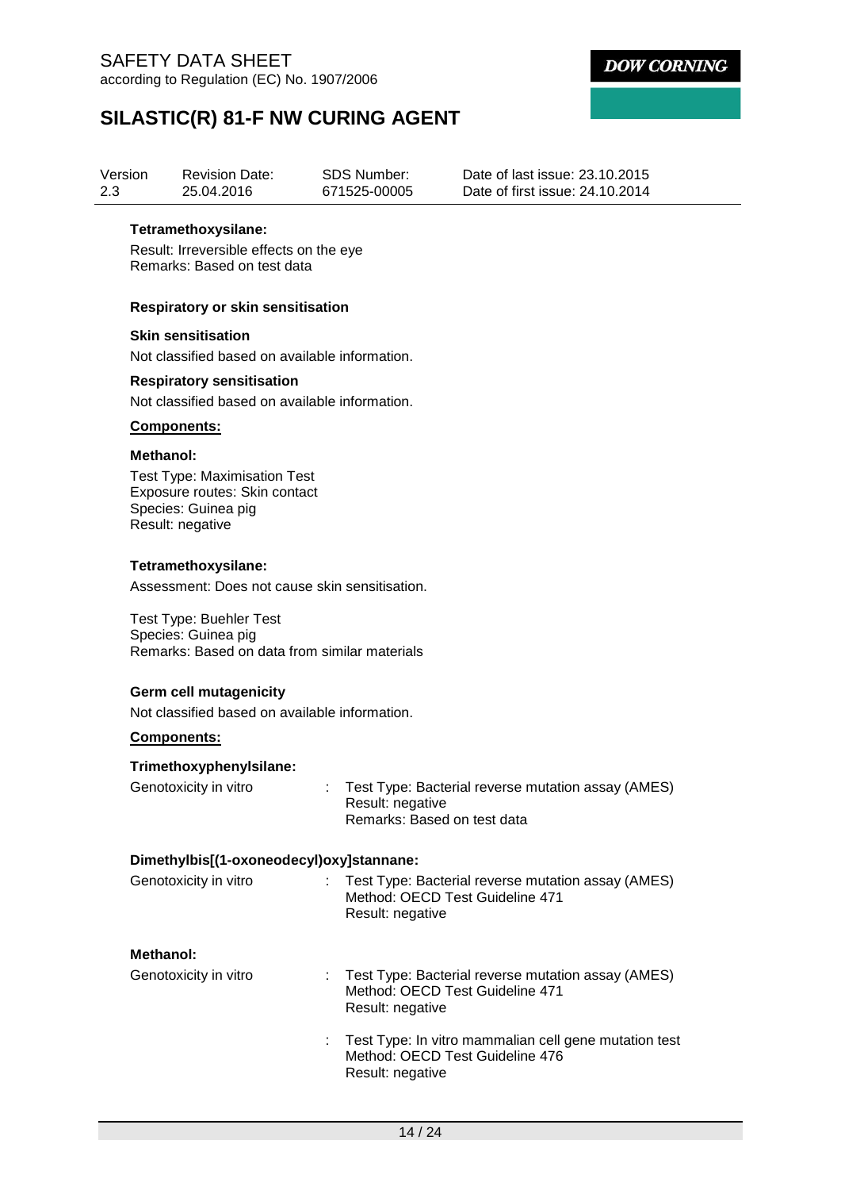**Tetramethoxysilane:**

Result: Irreversible effects on the eye
Remarks: Based on test data

**Respiratory or skin sensitisation**

**Skin sensitisation**

Not classified based on available information.

**Respiratory sensitisation**

Not classified based on available information.

**Components:**

**Methanol:**

Test Type: Maximisation Test
Exposure routes: Skin contact
Species: Guinea pig
Result: negative

**Tetramethoxysilane:**

Assessment: Does not cause skin sensitisation.

Test Type: Buehler Test
Species: Guinea pig
Remarks: Based on data from similar materials

**Germ cell mutagenicity**

Not classified based on available information.

**Components:**

**Trimethoxyphenylsilane:**

Genotoxicity in vitro : Test Type: Bacterial reverse mutation assay (AMES)
Result: negative
Remarks: Based on test data

**Dimethylbis[(1-oxoneodecyl)oxy]stannane:**

Genotoxicity in vitro : Test Type: Bacterial reverse mutation assay (AMES)
Method: OECD Test Guideline 471
Result: negative

**Methanol:**

Genotoxicity in vitro : Test Type: Bacterial reverse mutation assay (AMES)
Method: OECD Test Guideline 471
Result: negative

: Test Type: In vitro mammalian cell gene mutation test
Method: OECD Test Guideline 476
Result: negative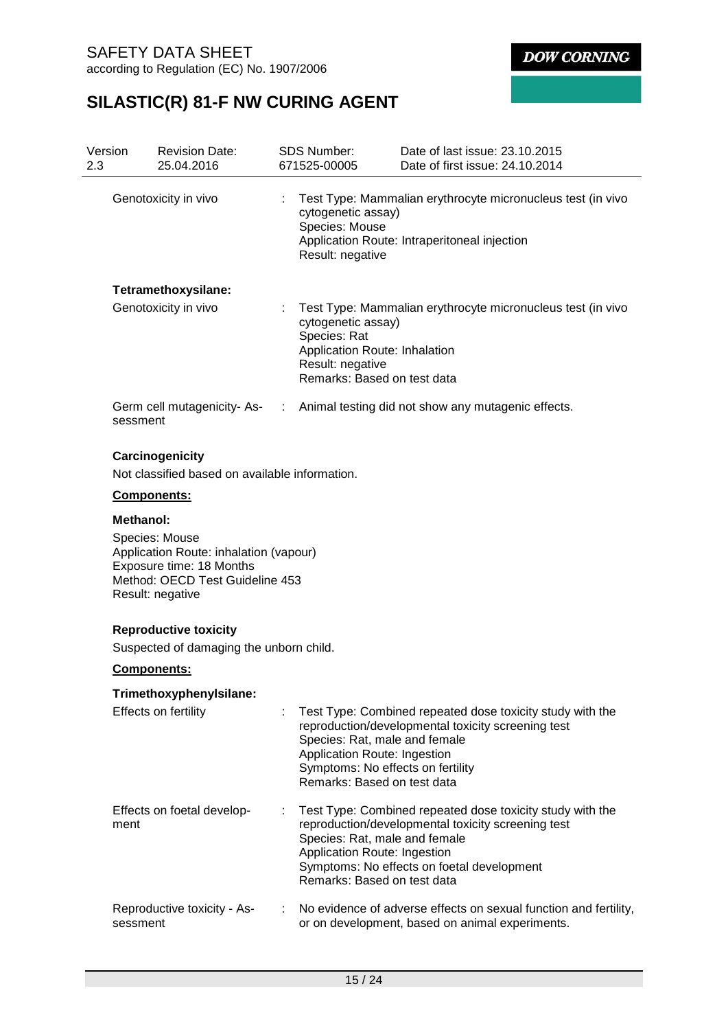Genotoxicity in vivo : Test Type: Mammalian erythrocyte micronucleus test (in vivo cytogenetic assay)
Species: Mouse
Application Route: Intraperitoneal injection
Result: negative

**Tetramethoxysilane:**

Genotoxicity in vivo : Test Type: Mammalian erythrocyte micronucleus test (in vivo cytogenetic assay)
Species: Rat
Application Route: Inhalation
Result: negative
Remarks: Based on test data

Germ cell mutagenicity- Assessment : Animal testing did not show any mutagenic effects.

**Carcinogenicity**

Not classified based on available information.

**Components:**

**Methanol:**

Species: Mouse
Application Route: inhalation (vapour)
Exposure time: 18 Months
Method: OECD Test Guideline 453
Result: negative

**Reproductive toxicity**

Suspected of damaging the unborn child.

**Components:**

**Trimethoxyphenylsilane:**

Effects on fertility : Test Type: Combined repeated dose toxicity study with the reproduction/developmental toxicity screening test
Species: Rat, male and female
Application Route: Ingestion
Symptoms: No effects on fertility
Remarks: Based on test data

Effects on foetal development : Test Type: Combined repeated dose toxicity study with the reproduction/developmental toxicity screening test
Species: Rat, male and female
Application Route: Ingestion
Symptoms: No effects on foetal development
Remarks: Based on test data

Reproductive toxicity - Assessment : No evidence of adverse effects on sexual function and fertility, or on development, based on animal experiments.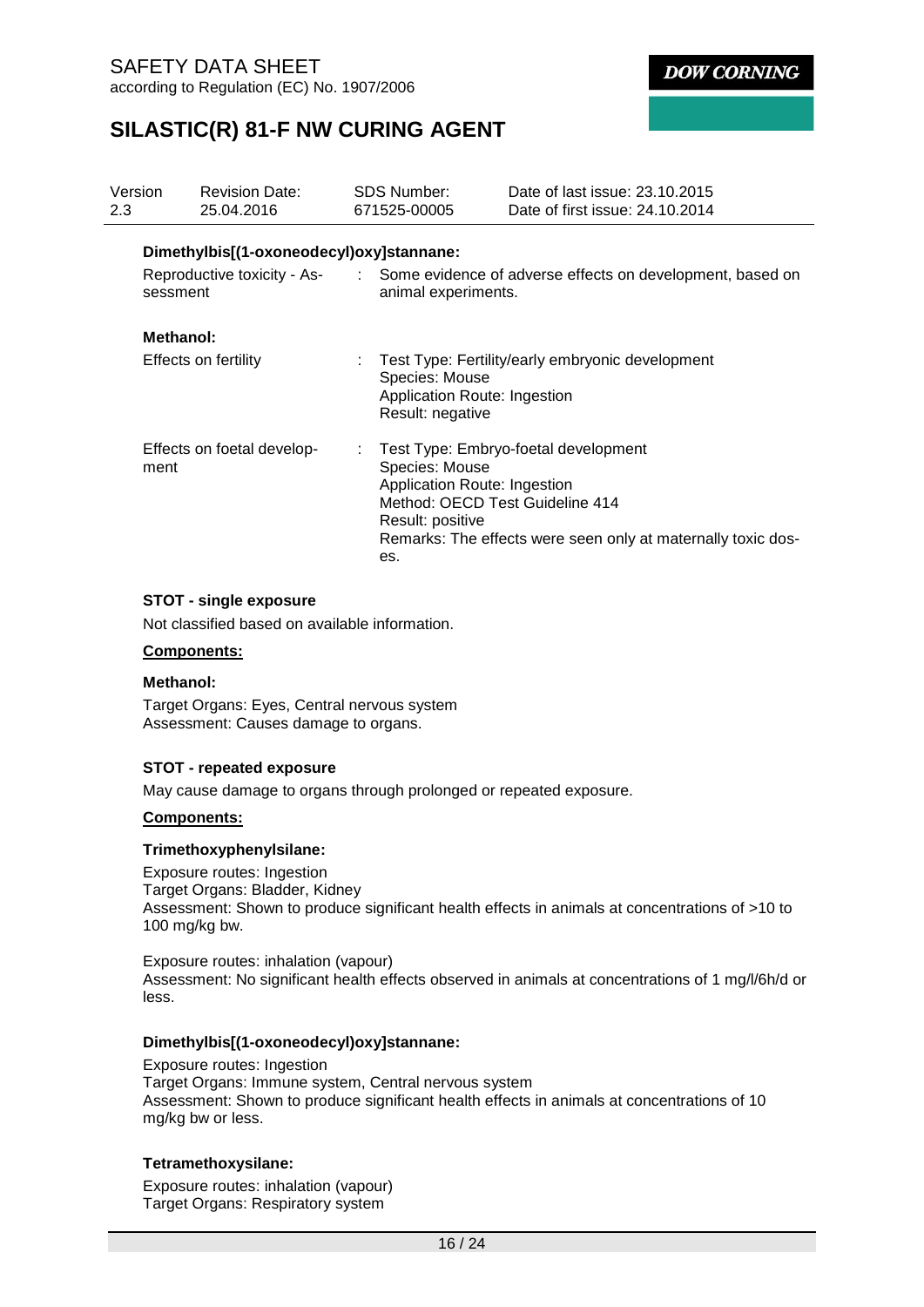**Dimethylbis[(1-oxoneodecyl)oxy]stannane:**

| | |
|---|---|
| Reproductive toxicity - Assessment | : Some evidence of adverse effects on development, based on animal experiments. |

**Methanol:**

| | |
|---|---|
| Effects on fertility | : Test Type: Fertility/early embryonic development<br>Species: Mouse<br>Application Route: Ingestion<br>Result: negative |
| Effects on foetal development | : Test Type: Embryo-foetal development<br>Species: Mouse<br>Application Route: Ingestion<br>Method: OECD Test Guideline 414<br>Result: positive<br>Remarks: The effects were seen only at maternally toxic doses. |

**STOT - single exposure**

Not classified based on available information.

**Components:**

**Methanol:**

Target Organs: Eyes, Central nervous system
Assessment: Causes damage to organs.

**STOT - repeated exposure**

May cause damage to organs through prolonged or repeated exposure.

**Components:**

**Trimethoxyphenylsilane:**

Exposure routes: Ingestion
Target Organs: Bladder, Kidney
Assessment: Shown to produce significant health effects in animals at concentrations of >10 to 100 mg/kg bw.

Exposure routes: inhalation (vapour)
Assessment: No significant health effects observed in animals at concentrations of 1 mg/l/6h/d or less.

**Dimethylbis[(1-oxoneodecyl)oxy]stannane:**

Exposure routes: Ingestion
Target Organs: Immune system, Central nervous system
Assessment: Shown to produce significant health effects in animals at concentrations of 10 mg/kg bw or less.

**Tetramethoxysilane:**

Exposure routes: inhalation (vapour)
Target Organs: Respiratory system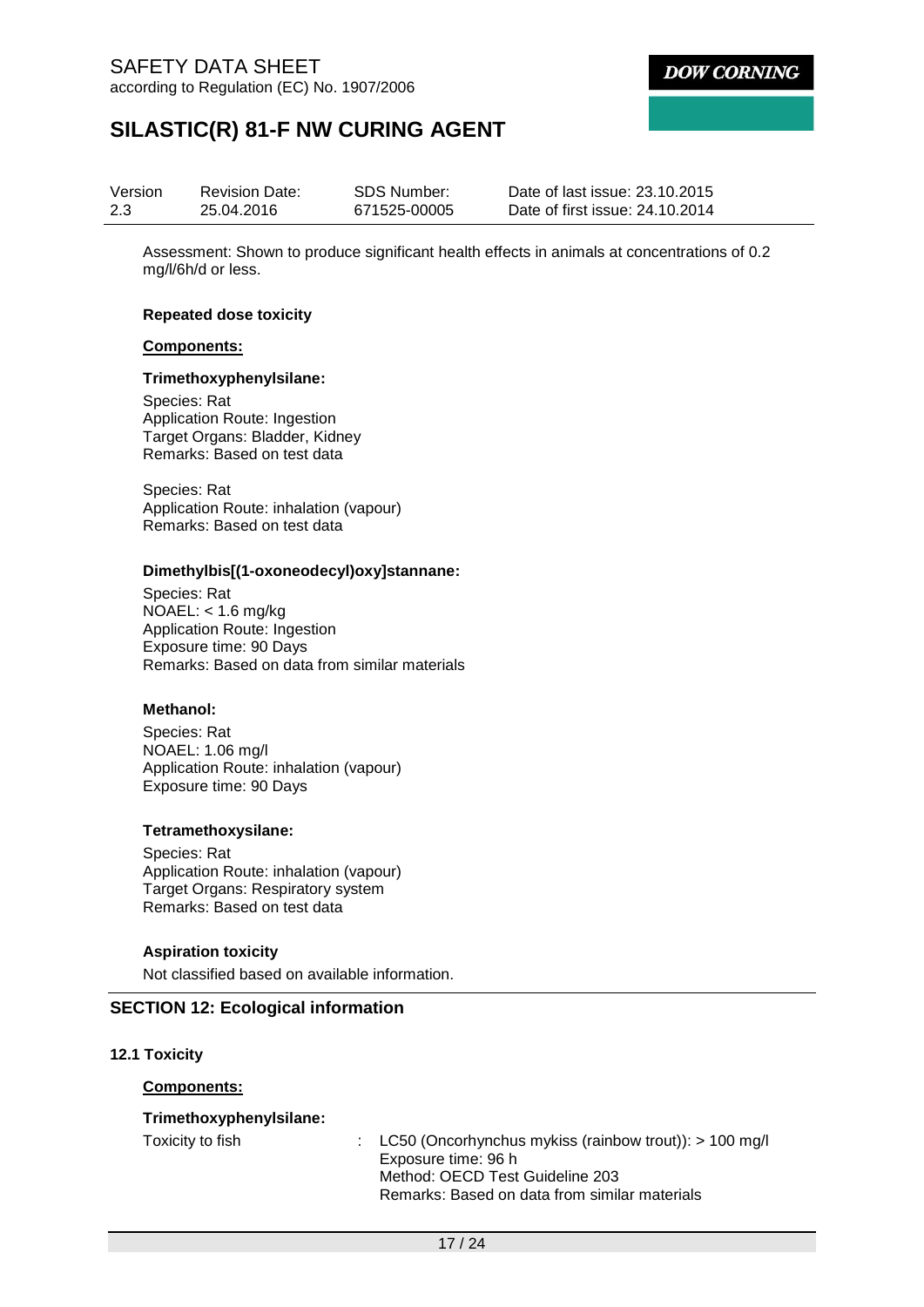Assessment: Shown to produce significant health effects in animals at concentrations of 0.2 mg/l/6h/d or less.

**Repeated dose toxicity**

**Components:**

**Trimethoxyphenylsilane:**

Species: Rat
Application Route: Ingestion
Target Organs: Bladder, Kidney
Remarks: Based on test data

Species: Rat
Application Route: inhalation (vapour)
Remarks: Based on test data

**Dimethylbis[(1-oxoneodecyl)oxy]stannane:**

Species: Rat
NOAEL: < 1.6 mg/kg
Application Route: Ingestion
Exposure time: 90 Days
Remarks: Based on data from similar materials

**Methanol:**

Species: Rat
NOAEL: 1.06 mg/l
Application Route: inhalation (vapour)
Exposure time: 90 Days

**Tetramethoxysilane:**

Species: Rat
Application Route: inhalation (vapour)
Target Organs: Respiratory system
Remarks: Based on test data

**Aspiration toxicity**

Not classified based on available information.

## SECTION 12: Ecological information

### 12.1 Toxicity

**Components:**

**Trimethoxyphenylsilane:**

Toxicity to fish : LC50 (Oncorhynchus mykiss (rainbow trout)): > 100 mg/l
Exposure time: 96 h
Method: OECD Test Guideline 203
Remarks: Based on data from similar materials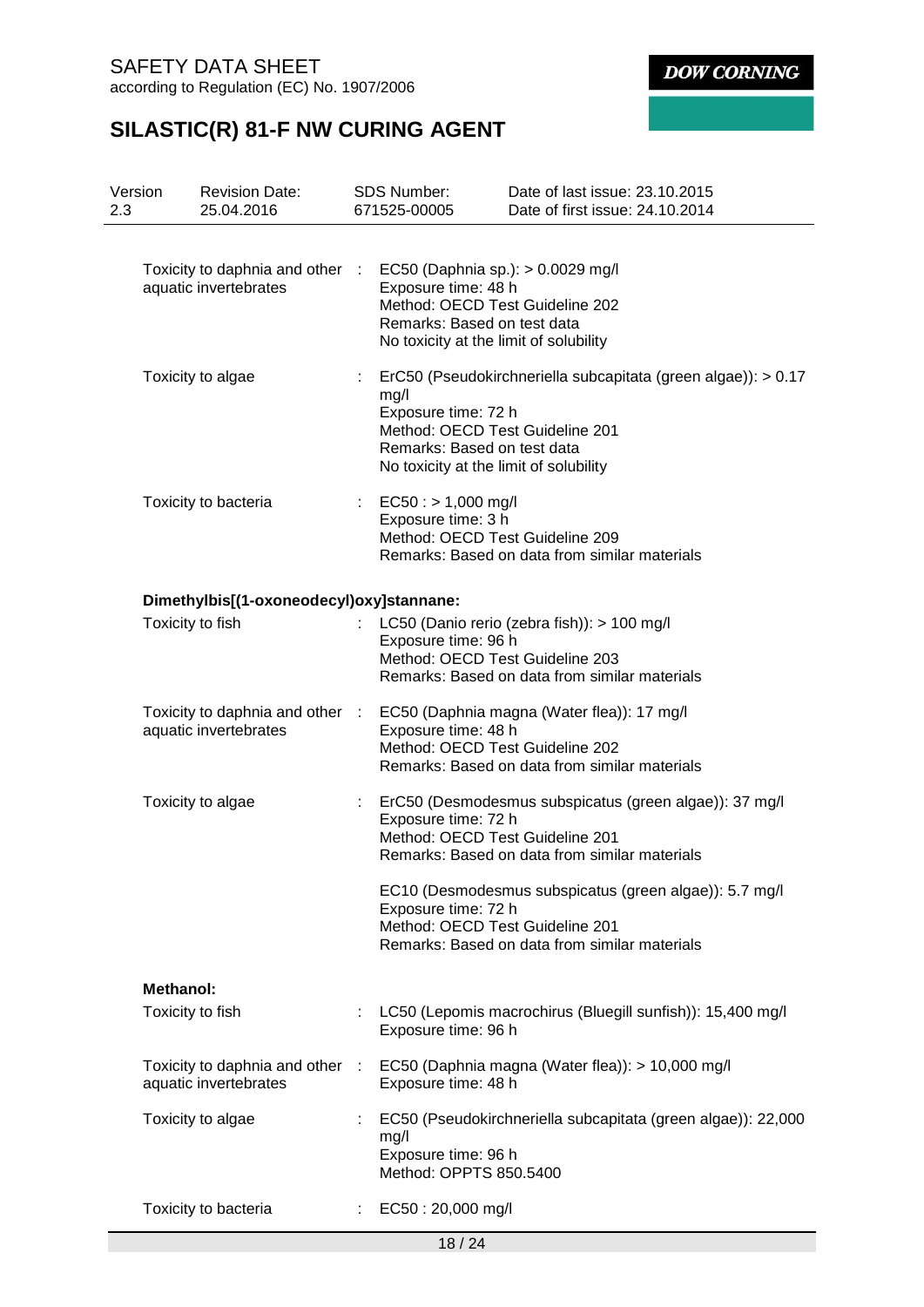| | | |
|---|---|---|
| Toxicity to daphnia and other aquatic invertebrates | : | EC50 (Daphnia sp.): > 0.0029 mg/l<br>Exposure time: 48 h<br>Method: OECD Test Guideline 202<br>Remarks: Based on test data<br>No toxicity at the limit of solubility |
| Toxicity to algae | : | ErC50 (Pseudokirchneriella subcapitata (green algae)): > 0.17 mg/l<br>Exposure time: 72 h<br>Method: OECD Test Guideline 201<br>Remarks: Based on test data<br>No toxicity at the limit of solubility |
| Toxicity to bacteria | : | EC50 : > 1,000 mg/l<br>Exposure time: 3 h<br>Method: OECD Test Guideline 209<br>Remarks: Based on data from similar materials |

**Dimethylbis[(1-oxoneodecyl)oxy]stannane:**

| | | |
|---|---|---|
| Toxicity to fish | : | LC50 (Danio rerio (zebra fish)): > 100 mg/l<br>Exposure time: 96 h<br>Method: OECD Test Guideline 203<br>Remarks: Based on data from similar materials |
| Toxicity to daphnia and other aquatic invertebrates | : | EC50 (Daphnia magna (Water flea)): 17 mg/l<br>Exposure time: 48 h<br>Method: OECD Test Guideline 202<br>Remarks: Based on data from similar materials |
| Toxicity to algae | : | ErC50 (Desmodesmus subspicatus (green algae)): 37 mg/l<br>Exposure time: 72 h<br>Method: OECD Test Guideline 201<br>Remarks: Based on data from similar materials<br><br>EC10 (Desmodesmus subspicatus (green algae)): 5.7 mg/l<br>Exposure time: 72 h<br>Method: OECD Test Guideline 201<br>Remarks: Based on data from similar materials |

**Methanol:**

| | | |
|---|---|---|
| Toxicity to fish | : | LC50 (Lepomis macrochirus (Bluegill sunfish)): 15,400 mg/l<br>Exposure time: 96 h |
| Toxicity to daphnia and other aquatic invertebrates | : | EC50 (Daphnia magna (Water flea)): > 10,000 mg/l<br>Exposure time: 48 h |
| Toxicity to algae | : | EC50 (Pseudokirchneriella subcapitata (green algae)): 22,000 mg/l<br>Exposure time: 96 h<br>Method: OPPTS 850.5400 |
| Toxicity to bacteria | : | EC50 : 20,000 mg/l |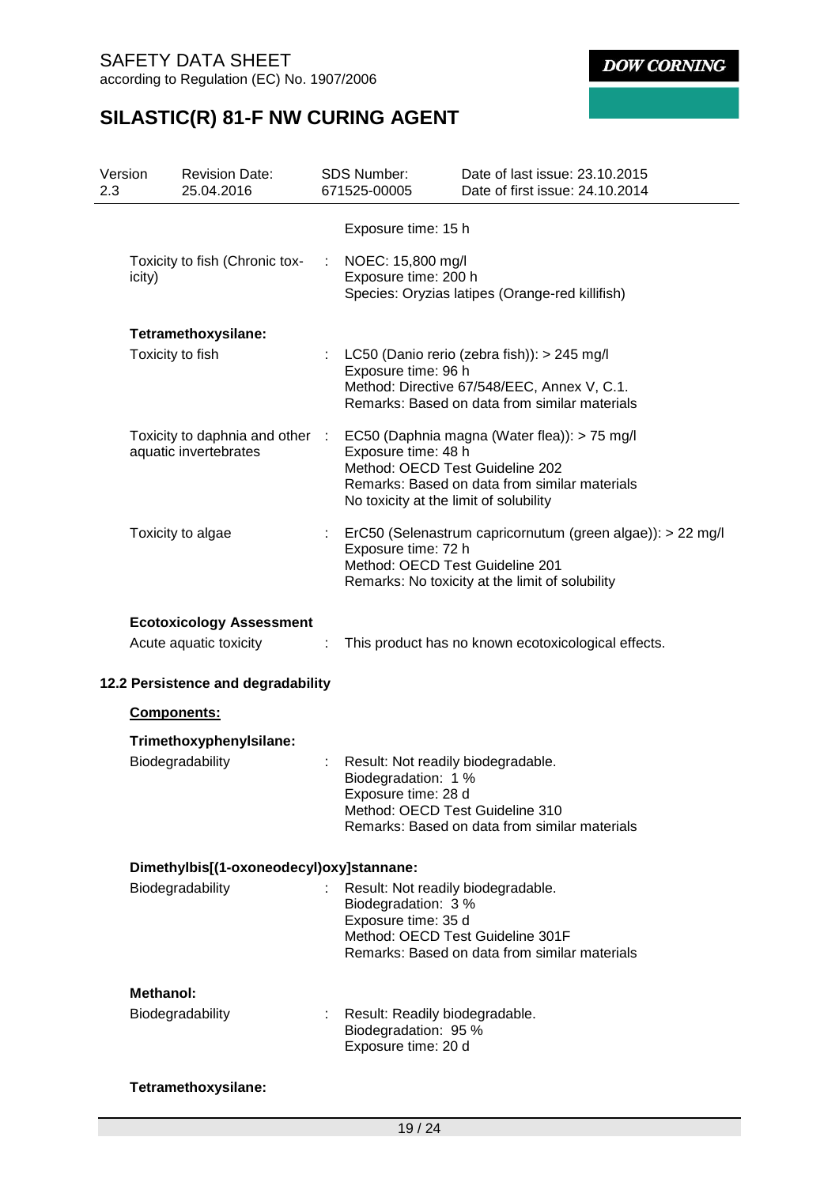Exposure time: 15 h

| | | |
|---|---|---|
| Toxicity to fish (Chronic toxicity) | : | NOEC: 15,800 mg/l<br>Exposure time: 200 h<br>Species: Oryzias latipes (Orange-red killifish) |

**Tetramethoxysilane:**

| | | |
|---|---|---|
| Toxicity to fish | : | LC50 (Danio rerio (zebra fish)): > 245 mg/l<br>Exposure time: 96 h<br>Method: Directive 67/548/EEC, Annex V, C.1.<br>Remarks: Based on data from similar materials |
| Toxicity to daphnia and other aquatic invertebrates | : | EC50 (Daphnia magna (Water flea)): > 75 mg/l<br>Exposure time: 48 h<br>Method: OECD Test Guideline 202<br>Remarks: Based on data from similar materials<br>No toxicity at the limit of solubility |
| Toxicity to algae | : | ErC50 (Selenastrum capricornutum (green algae)): > 22 mg/l<br>Exposure time: 72 h<br>Method: OECD Test Guideline 201<br>Remarks: No toxicity at the limit of solubility |

**Ecotoxicology Assessment**

| | | |
|---|---|---|
| Acute aquatic toxicity | : | This product has no known ecotoxicological effects. |

## 12.2 Persistence and degradability

**Components:**

**Trimethoxyphenylsilane:**

| | | |
|---|---|---|
| Biodegradability | : | Result: Not readily biodegradable.<br>Biodegradation: 1 %<br>Exposure time: 28 d<br>Method: OECD Test Guideline 310<br>Remarks: Based on data from similar materials |

**Dimethylbis[(1-oxoneodecyl)oxy]stannane:**

| | | |
|---|---|---|
| Biodegradability | : | Result: Not readily biodegradable.<br>Biodegradation: 3 %<br>Exposure time: 35 d<br>Method: OECD Test Guideline 301F<br>Remarks: Based on data from similar materials |

**Methanol:**

| | | |
|---|---|---|
| Biodegradability | : | Result: Readily biodegradable.<br>Biodegradation: 95 %<br>Exposure time: 20 d |

**Tetramethoxysilane:**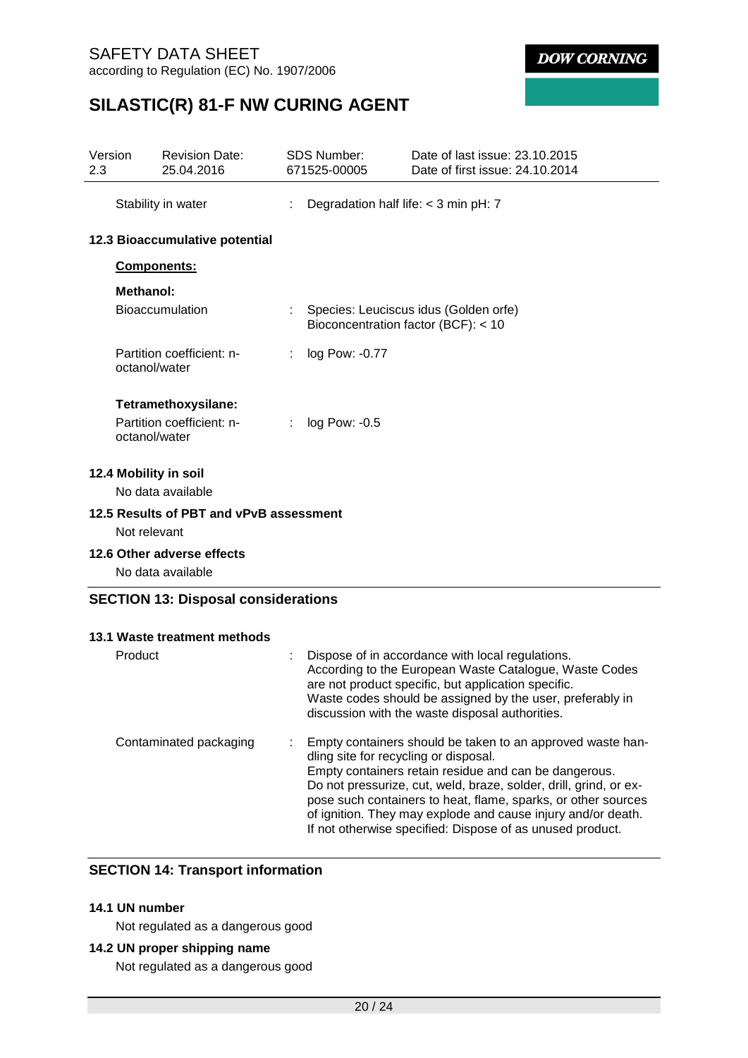Stability in water : Degradation half life: < 3 min pH: 7

### 12.3 Bioaccumulative potential

**Components:**

**Methanol:**

Bioaccumulation : Species: Leuciscus idus (Golden orfe)
Bioconcentration factor (BCF): < 10

Partition coefficient: n-octanol/water : log Pow: -0.77

**Tetramethoxysilane:**

Partition coefficient: n-octanol/water : log Pow: -0.5

### 12.4 Mobility in soil

No data available

### 12.5 Results of PBT and vPvB assessment

Not relevant

### 12.6 Other adverse effects

No data available

## SECTION 13: Disposal considerations

### 13.1 Waste treatment methods

Product : Dispose of in accordance with local regulations.
According to the European Waste Catalogue, Waste Codes are not product specific, but application specific.
Waste codes should be assigned by the user, preferably in discussion with the waste disposal authorities.

Contaminated packaging : Empty containers should be taken to an approved waste handling site for recycling or disposal.
Empty containers retain residue and can be dangerous.
Do not pressurize, cut, weld, braze, solder, drill, grind, or expose such containers to heat, flame, sparks, or other sources of ignition. They may explode and cause injury and/or death.
If not otherwise specified: Dispose of as unused product.

## SECTION 14: Transport information

### 14.1 UN number

Not regulated as a dangerous good

### 14.2 UN proper shipping name

Not regulated as a dangerous good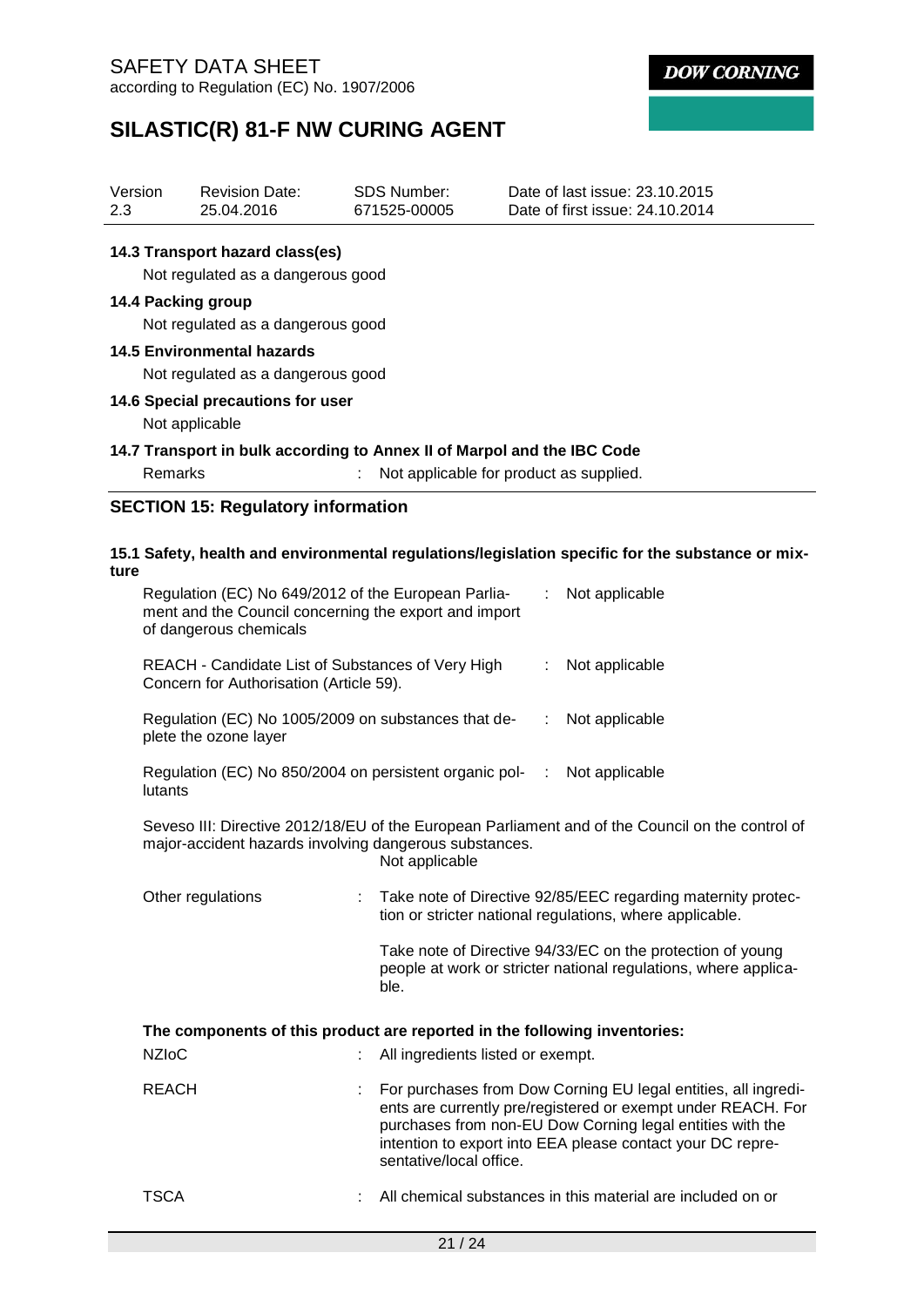**14.3 Transport hazard class(es)**

Not regulated as a dangerous good

**14.4 Packing group**

Not regulated as a dangerous good

**14.5 Environmental hazards**

Not regulated as a dangerous good

**14.6 Special precautions for user**

Not applicable

**14.7 Transport in bulk according to Annex II of Marpol and the IBC Code**

Remarks : Not applicable for product as supplied.

## SECTION 15: Regulatory information

**15.1 Safety, health and environmental regulations/legislation specific for the substance or mixture**

| | |
|---|---|
| Regulation (EC) No 649/2012 of the European Parliament and the Council concerning the export and import of dangerous chemicals | : Not applicable |
| REACH - Candidate List of Substances of Very High Concern for Authorisation (Article 59). | : Not applicable |
| Regulation (EC) No 1005/2009 on substances that deplete the ozone layer | : Not applicable |
| Regulation (EC) No 850/2004 on persistent organic pollutants | : Not applicable |

Seveso III: Directive 2012/18/EU of the European Parliament and of the Council on the control of major-accident hazards involving dangerous substances.
Not applicable

| | |
|---|---|
| Other regulations | : Take note of Directive 92/85/EEC regarding maternity protection or stricter national regulations, where applicable. |
| | Take note of Directive 94/33/EC on the protection of young people at work or stricter national regulations, where applicable. |

**The components of this product are reported in the following inventories:**

| | |
|---|---|
| NZIoC | : All ingredients listed or exempt. |
| REACH | : For purchases from Dow Corning EU legal entities, all ingredients are currently pre/registered or exempt under REACH. For purchases from non-EU Dow Corning legal entities with the intention to export into EEA please contact your DC representative/local office. |
| TSCA | : All chemical substances in this material are included on or |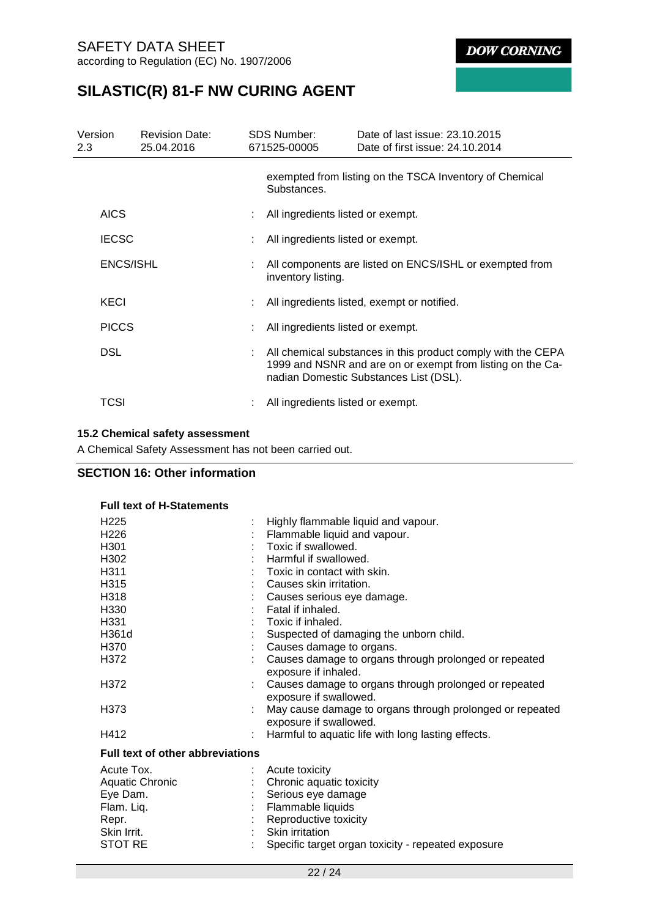exempted from listing on the TSCA Inventory of Chemical Substances.

| | | |
|---|---|---|
| AICS | : | All ingredients listed or exempt. |
| IECSC | : | All ingredients listed or exempt. |
| ENCS/ISHL | : | All components are listed on ENCS/ISHL or exempted from inventory listing. |
| KECI | : | All ingredients listed, exempt or notified. |
| PICCS | : | All ingredients listed or exempt. |
| DSL | : | All chemical substances in this product comply with the CEPA 1999 and NSNR and are on or exempt from listing on the Canadian Domestic Substances List (DSL). |
| TCSI | : | All ingredients listed or exempt. |

**15.2 Chemical safety assessment**

A Chemical Safety Assessment has not been carried out.

## SECTION 16: Other information

**Full text of H-Statements**

| | | |
|---|---|---|
| H225 | : | Highly flammable liquid and vapour. |
| H226 | : | Flammable liquid and vapour. |
| H301 | : | Toxic if swallowed. |
| H302 | : | Harmful if swallowed. |
| H311 | : | Toxic in contact with skin. |
| H315 | : | Causes skin irritation. |
| H318 | : | Causes serious eye damage. |
| H330 | : | Fatal if inhaled. |
| H331 | : | Toxic if inhaled. |
| H361d | : | Suspected of damaging the unborn child. |
| H370 | : | Causes damage to organs. |
| H372 | : | Causes damage to organs through prolonged or repeated exposure if inhaled. |
| H372 | : | Causes damage to organs through prolonged or repeated exposure if swallowed. |
| H373 | : | May cause damage to organs through prolonged or repeated exposure if swallowed. |
| H412 | : | Harmful to aquatic life with long lasting effects. |

**Full text of other abbreviations**

| | | |
|---|---|---|
| Acute Tox. | : | Acute toxicity |
| Aquatic Chronic | : | Chronic aquatic toxicity |
| Eye Dam. | : | Serious eye damage |
| Flam. Liq. | : | Flammable liquids |
| Repr. | : | Reproductive toxicity |
| Skin Irrit. | : | Skin irritation |
| STOT RE | : | Specific target organ toxicity - repeated exposure |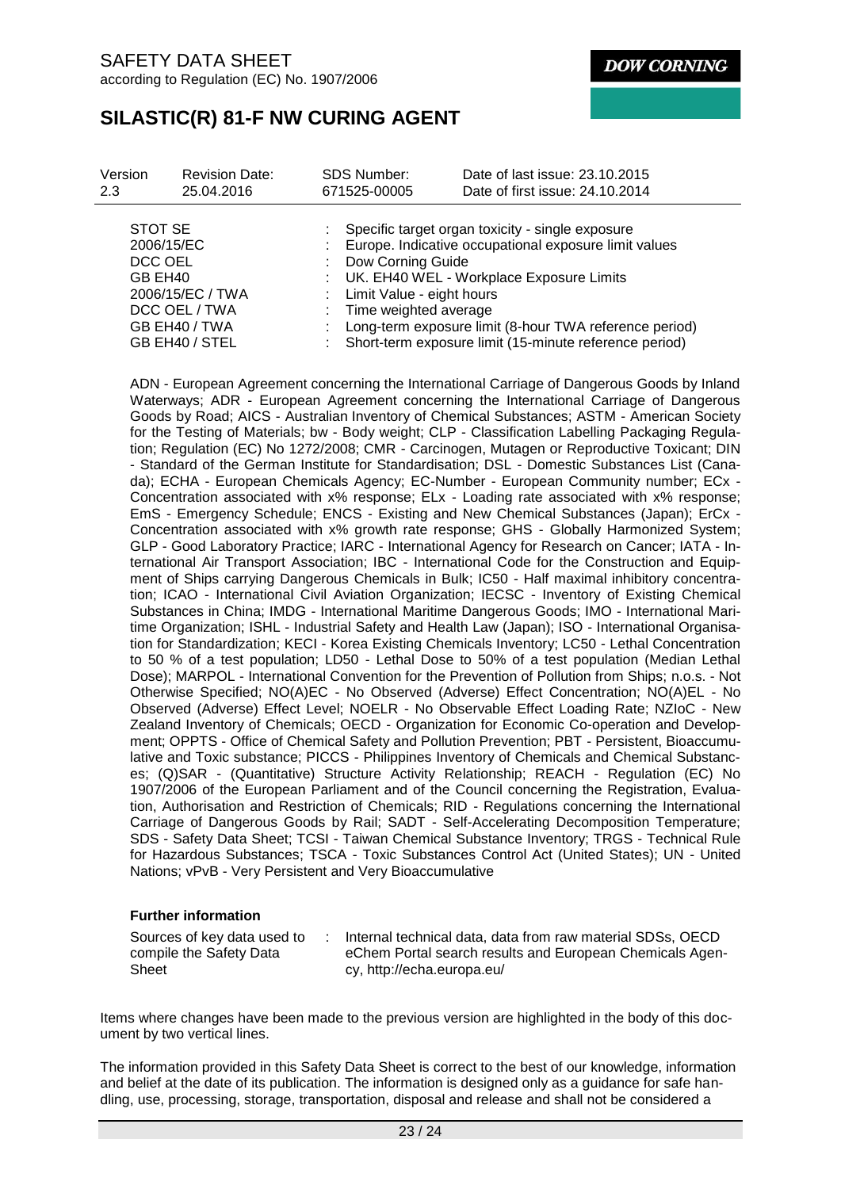| | |
|---|---|
| STOT SE | : Specific target organ toxicity - single exposure |
| 2006/15/EC | : Europe. Indicative occupational exposure limit values |
| DCC OEL | : Dow Corning Guide |
| GB EH40 | : UK. EH40 WEL - Workplace Exposure Limits |
| 2006/15/EC / TWA | : Limit Value - eight hours |
| DCC OEL / TWA | : Time weighted average |
| GB EH40 / TWA | : Long-term exposure limit (8-hour TWA reference period) |
| GB EH40 / STEL | : Short-term exposure limit (15-minute reference period) |

ADN - European Agreement concerning the International Carriage of Dangerous Goods by Inland Waterways; ADR - European Agreement concerning the International Carriage of Dangerous Goods by Road; AICS - Australian Inventory of Chemical Substances; ASTM - American Society for the Testing of Materials; bw - Body weight; CLP - Classification Labelling Packaging Regulation; Regulation (EC) No 1272/2008; CMR - Carcinogen, Mutagen or Reproductive Toxicant; DIN - Standard of the German Institute for Standardisation; DSL - Domestic Substances List (Canada); ECHA - European Chemicals Agency; EC-Number - European Community number; ECx - Concentration associated with x% response; ELx - Loading rate associated with x% response; EmS - Emergency Schedule; ENCS - Existing and New Chemical Substances (Japan); ErCx - Concentration associated with x% growth rate response; GHS - Globally Harmonized System; GLP - Good Laboratory Practice; IARC - International Agency for Research on Cancer; IATA - International Air Transport Association; IBC - International Code for the Construction and Equipment of Ships carrying Dangerous Chemicals in Bulk; IC50 - Half maximal inhibitory concentration; ICAO - International Civil Aviation Organization; IECSC - Inventory of Existing Chemical Substances in China; IMDG - International Maritime Dangerous Goods; IMO - International Maritime Organization; ISHL - Industrial Safety and Health Law (Japan); ISO - International Organisation for Standardization; KECI - Korea Existing Chemicals Inventory; LC50 - Lethal Concentration to 50 % of a test population; LD50 - Lethal Dose to 50% of a test population (Median Lethal Dose); MARPOL - International Convention for the Prevention of Pollution from Ships; n.o.s. - Not Otherwise Specified; NO(A)EC - No Observed (Adverse) Effect Concentration; NO(A)EL - No Observed (Adverse) Effect Level; NOELR - No Observable Effect Loading Rate; NZIoC - New Zealand Inventory of Chemicals; OECD - Organization for Economic Co-operation and Development; OPPTS - Office of Chemical Safety and Pollution Prevention; PBT - Persistent, Bioaccumulative and Toxic substance; PICCS - Philippines Inventory of Chemicals and Chemical Substances; (Q)SAR - (Quantitative) Structure Activity Relationship; REACH - Regulation (EC) No 1907/2006 of the European Parliament and of the Council concerning the Registration, Evaluation, Authorisation and Restriction of Chemicals; RID - Regulations concerning the International Carriage of Dangerous Goods by Rail; SADT - Self-Accelerating Decomposition Temperature; SDS - Safety Data Sheet; TCSI - Taiwan Chemical Substance Inventory; TRGS - Technical Rule for Hazardous Substances; TSCA - Toxic Substances Control Act (United States); UN - United Nations; vPvB - Very Persistent and Very Bioaccumulative

**Further information**

| | |
|---|---|
| Sources of key data used to compile the Safety Data Sheet | : Internal technical data, data from raw material SDSs, OECD eChem Portal search results and European Chemicals Agency, http://echa.europa.eu/ |

Items where changes have been made to the previous version are highlighted in the body of this document by two vertical lines.

The information provided in this Safety Data Sheet is correct to the best of our knowledge, information and belief at the date of its publication. The information is designed only as a guidance for safe handling, use, processing, storage, transportation, disposal and release and shall not be considered a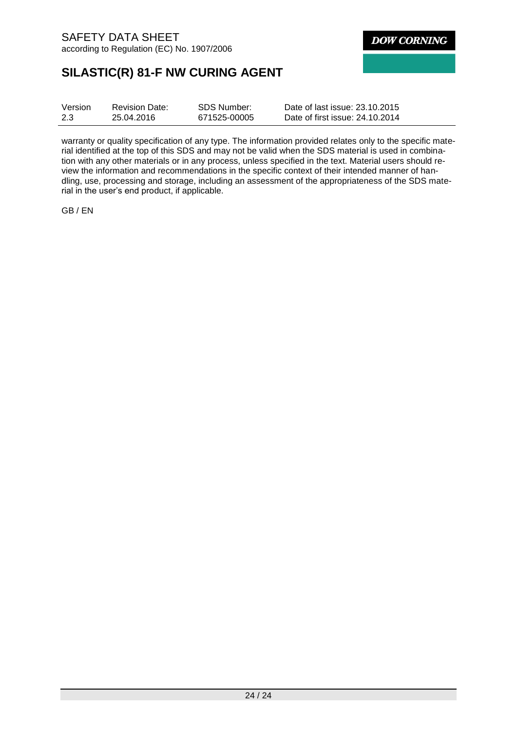warranty or quality specification of any type. The information provided relates only to the specific material identified at the top of this SDS and may not be valid when the SDS material is used in combination with any other materials or in any process, unless specified in the text. Material users should review the information and recommendations in the specific context of their intended manner of handling, use, processing and storage, including an assessment of the appropriateness of the SDS material in the user's end product, if applicable.

GB / EN